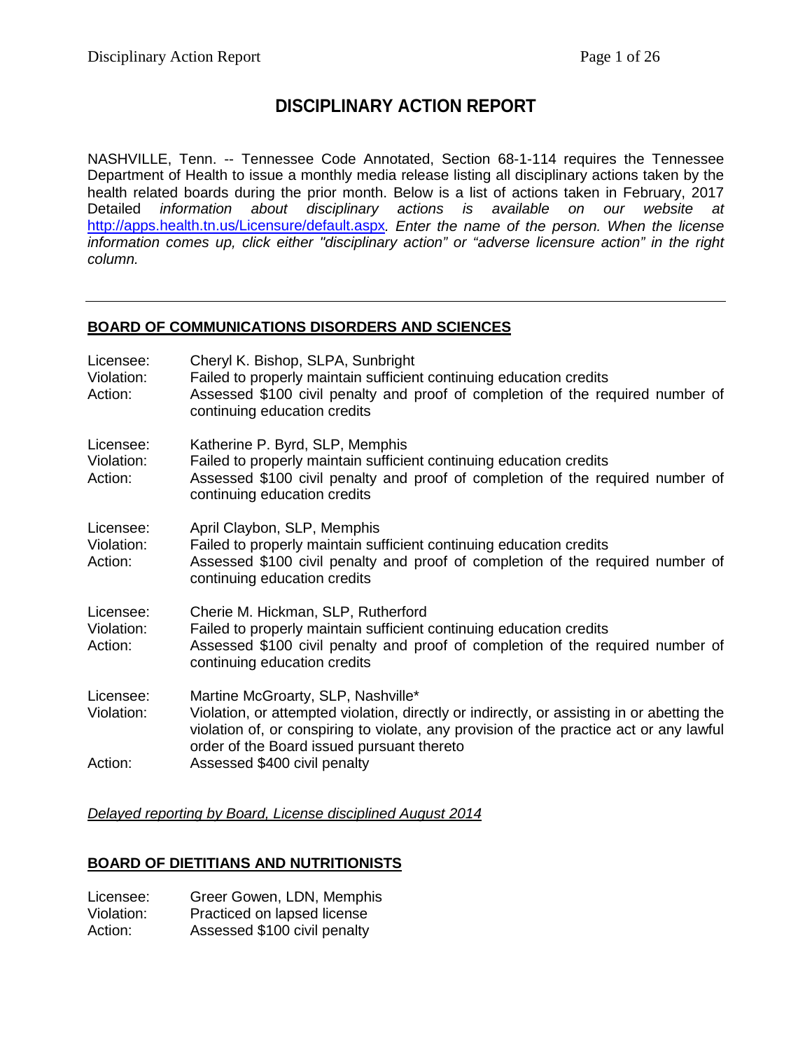# DISCIPLINARY ACTION REPORT

NASHVILLE, Tenn. -- Tennessee Code Annotated, Section 68-1-114 requires the Tennessee Department of Health to issue a monthly media release listing all disciplinary actions taken by the health related boards during the prior month. Below is a list of actions taken in February, 2017 Detailed *information about disciplinary actions is available on our website at* http://apps.health.tn.us/Licensure/default.aspx*. Enter the name of the person. When the license information comes up, click either "disciplinary action" or "adverse licensure action" in the right column.*

---

## BOARD OF COMMUNICATIONS DISORDERS AND SCIENCES

Licensee: Cheryl K. Bishop, SLPA, Sunbright
Violation: Failed to properly maintain sufficient continuing education credits
Action: Assessed $100 civil penalty and proof of completion of the required number of continuing education credits

Licensee: Katherine P. Byrd, SLP, Memphis
Violation: Failed to properly maintain sufficient continuing education credits
Action: Assessed $100 civil penalty and proof of completion of the required number of continuing education credits

Licensee: April Claybon, SLP, Memphis
Violation: Failed to properly maintain sufficient continuing education credits
Action: Assessed $100 civil penalty and proof of completion of the required number of continuing education credits

Licensee: Cherie M. Hickman, SLP, Rutherford
Violation: Failed to properly maintain sufficient continuing education credits
Action: Assessed $100 civil penalty and proof of completion of the required number of continuing education credits

Licensee: Martine McGroarty, SLP, Nashville*
Violation: Violation, or attempted violation, directly or indirectly, or assisting in or abetting the violation of, or conspiring to violate, any provision of the practice act or any lawful order of the Board issued pursuant thereto
Action: Assessed $400 civil penalty

*Delayed reporting by Board, License disciplined August 2014*

## BOARD OF DIETITIANS AND NUTRITIONISTS

Licensee: Greer Gowen, LDN, Memphis
Violation: Practiced on lapsed license
Action: Assessed $100 civil penalty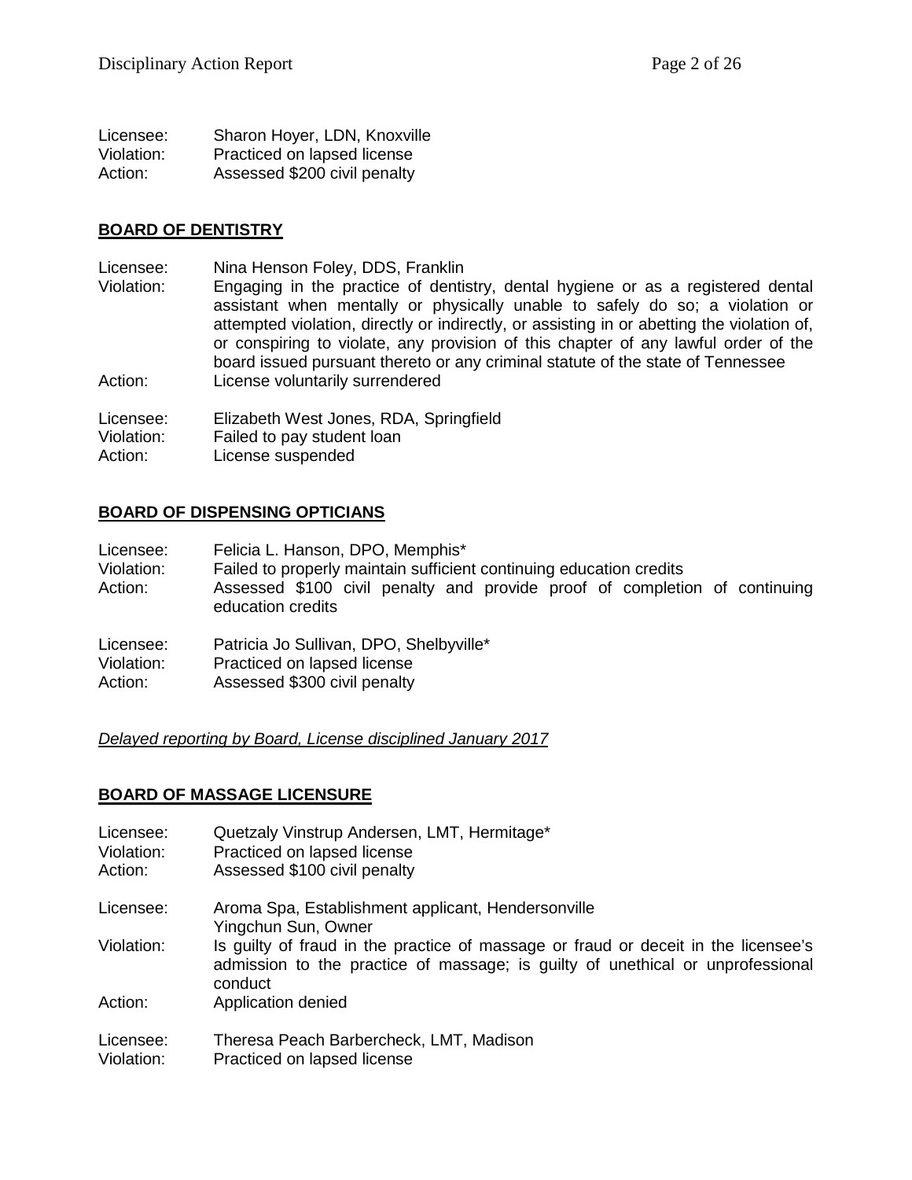Licensee: Sharon Hoyer, LDN, Knoxville
Violation: Practiced on lapsed license
Action: Assessed $200 civil penalty

## BOARD OF DENTISTRY

Licensee: Nina Henson Foley, DDS, Franklin
Violation: Engaging in the practice of dentistry, dental hygiene or as a registered dental assistant when mentally or physically unable to safely do so; a violation or attempted violation, directly or indirectly, or assisting in or abetting the violation of, or conspiring to violate, any provision of this chapter of any lawful order of the board issued pursuant thereto or any criminal statute of the state of Tennessee
Action: License voluntarily surrendered

Licensee: Elizabeth West Jones, RDA, Springfield
Violation: Failed to pay student loan
Action: License suspended

## BOARD OF DISPENSING OPTICIANS

Licensee: Felicia L. Hanson, DPO, Memphis*
Violation: Failed to properly maintain sufficient continuing education credits
Action: Assessed $100 civil penalty and provide proof of completion of continuing education credits

Licensee: Patricia Jo Sullivan, DPO, Shelbyville*
Violation: Practiced on lapsed license
Action: Assessed $300 civil penalty

*Delayed reporting by Board, License disciplined January 2017*

## BOARD OF MASSAGE LICENSURE

Licensee: Quetzaly Vinstrup Andersen, LMT, Hermitage*
Violation: Practiced on lapsed license
Action: Assessed $100 civil penalty

Licensee: Aroma Spa, Establishment applicant, Hendersonville
Yingchun Sun, Owner
Violation: Is guilty of fraud in the practice of massage or fraud or deceit in the licensee's admission to the practice of massage; is guilty of unethical or unprofessional conduct
Action: Application denied

Licensee: Theresa Peach Barbercheck, LMT, Madison
Violation: Practiced on lapsed license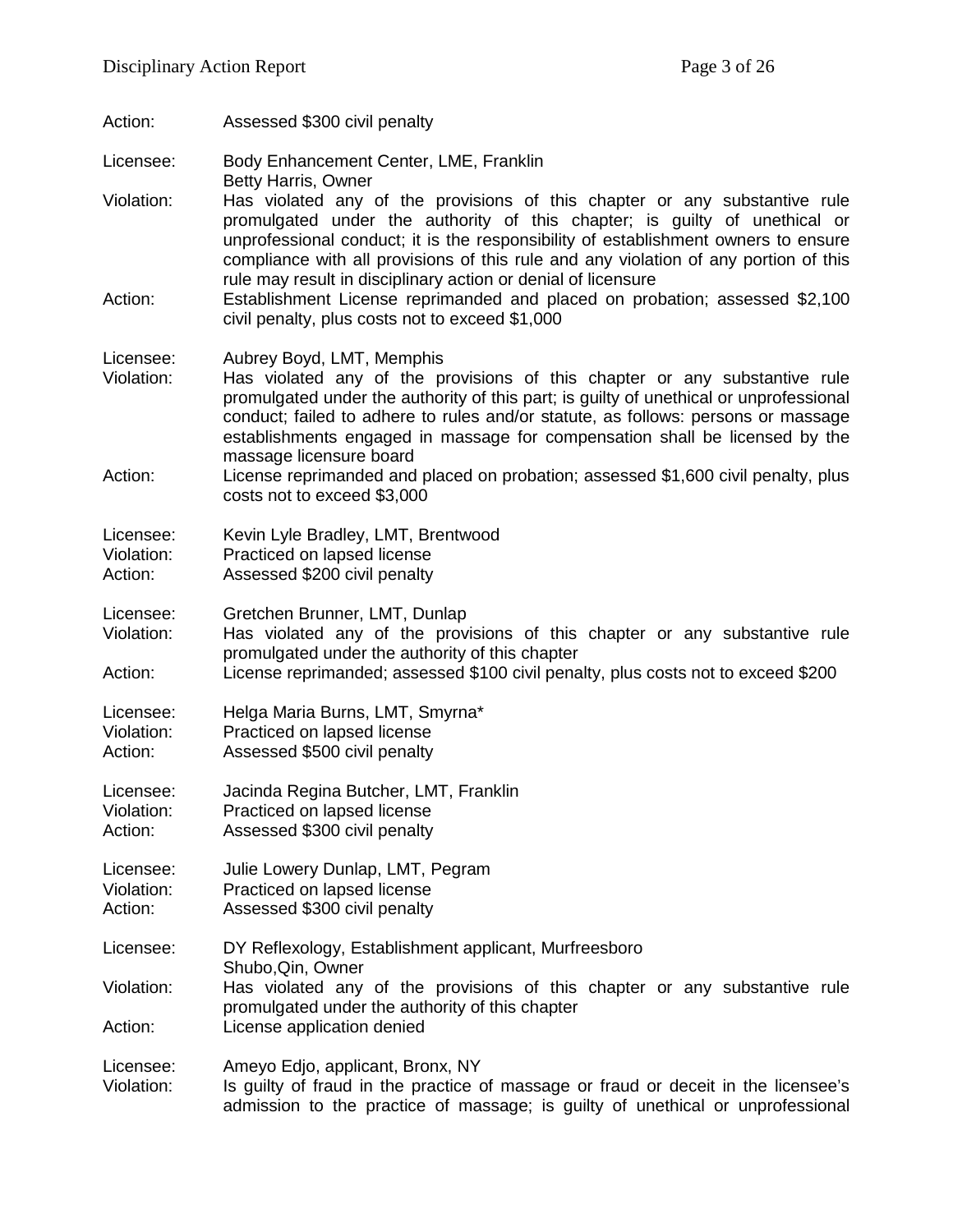Action: Assessed $300 civil penalty

Licensee: Body Enhancement Center, LME, Franklin
Betty Harris, Owner
Violation: Has violated any of the provisions of this chapter or any substantive rule promulgated under the authority of this chapter; is guilty of unethical or unprofessional conduct; it is the responsibility of establishment owners to ensure compliance with all provisions of this rule and any violation of any portion of this rule may result in disciplinary action or denial of licensure
Action: Establishment License reprimanded and placed on probation; assessed $2,100 civil penalty, plus costs not to exceed $1,000

Licensee: Aubrey Boyd, LMT, Memphis
Violation: Has violated any of the provisions of this chapter or any substantive rule promulgated under the authority of this part; is guilty of unethical or unprofessional conduct; failed to adhere to rules and/or statute, as follows: persons or massage establishments engaged in massage for compensation shall be licensed by the massage licensure board
Action: License reprimanded and placed on probation; assessed $1,600 civil penalty, plus costs not to exceed $3,000

Licensee: Kevin Lyle Bradley, LMT, Brentwood
Violation: Practiced on lapsed license
Action: Assessed $200 civil penalty

Licensee: Gretchen Brunner, LMT, Dunlap
Violation: Has violated any of the provisions of this chapter or any substantive rule promulgated under the authority of this chapter
Action: License reprimanded; assessed $100 civil penalty, plus costs not to exceed $200

Licensee: Helga Maria Burns, LMT, Smyrna*
Violation: Practiced on lapsed license
Action: Assessed $500 civil penalty

Licensee: Jacinda Regina Butcher, LMT, Franklin
Violation: Practiced on lapsed license
Action: Assessed $300 civil penalty

Licensee: Julie Lowery Dunlap, LMT, Pegram
Violation: Practiced on lapsed license
Action: Assessed $300 civil penalty

Licensee: DY Reflexology, Establishment applicant, Murfreesboro
Shubo,Qin, Owner
Violation: Has violated any of the provisions of this chapter or any substantive rule promulgated under the authority of this chapter
Action: License application denied

Licensee: Ameyo Edjo, applicant, Bronx, NY
Violation: Is guilty of fraud in the practice of massage or fraud or deceit in the licensee's admission to the practice of massage; is guilty of unethical or unprofessional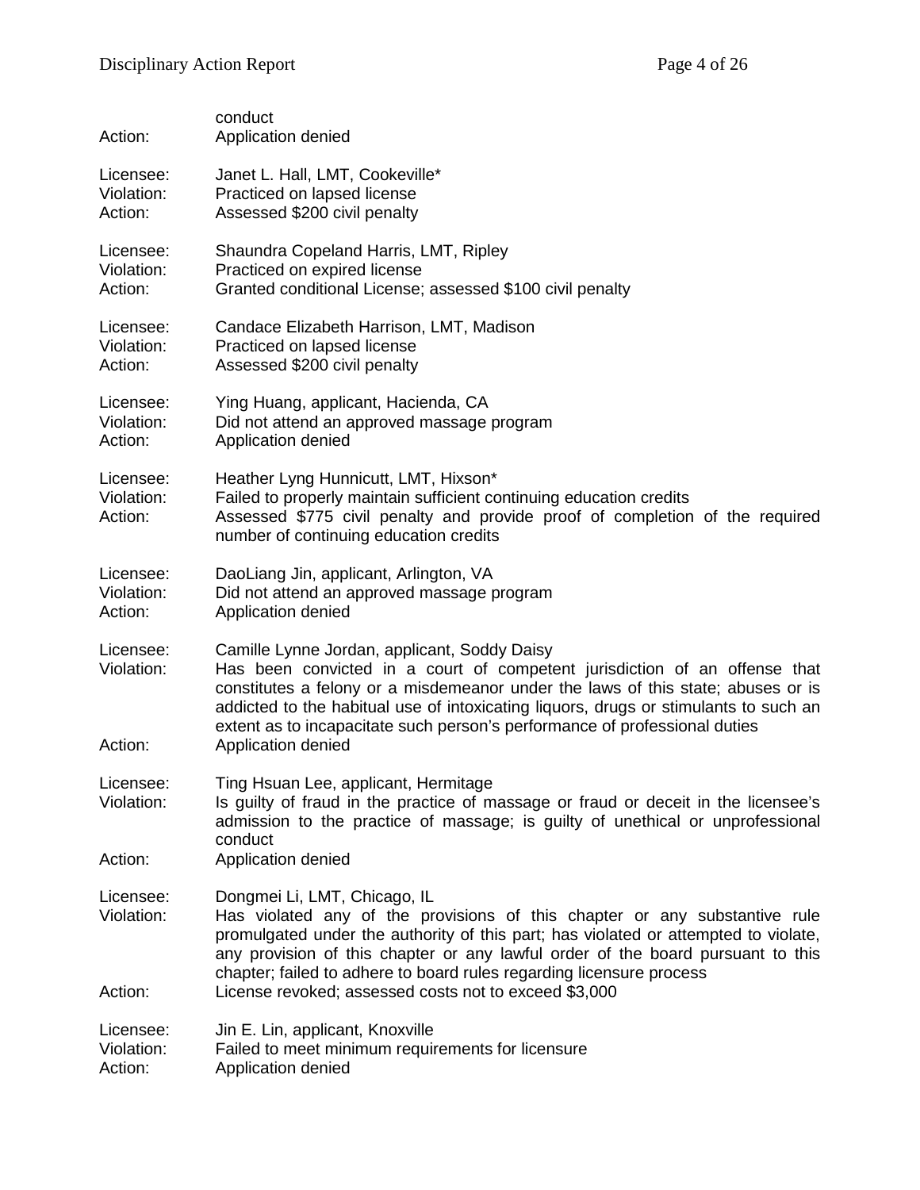conduct
Action: Application denied

Licensee: Janet L. Hall, LMT, Cookeville*
Violation: Practiced on lapsed license
Action: Assessed $200 civil penalty

Licensee: Shaundra Copeland Harris, LMT, Ripley
Violation: Practiced on expired license
Action: Granted conditional License; assessed $100 civil penalty

Licensee: Candace Elizabeth Harrison, LMT, Madison
Violation: Practiced on lapsed license
Action: Assessed $200 civil penalty

Licensee: Ying Huang, applicant, Hacienda, CA
Violation: Did not attend an approved massage program
Action: Application denied

Licensee: Heather Lyng Hunnicutt, LMT, Hixson*
Violation: Failed to properly maintain sufficient continuing education credits
Action: Assessed $775 civil penalty and provide proof of completion of the required number of continuing education credits

Licensee: DaoLiang Jin, applicant, Arlington, VA
Violation: Did not attend an approved massage program
Action: Application denied

Licensee: Camille Lynne Jordan, applicant, Soddy Daisy
Violation: Has been convicted in a court of competent jurisdiction of an offense that constitutes a felony or a misdemeanor under the laws of this state; abuses or is addicted to the habitual use of intoxicating liquors, drugs or stimulants to such an extent as to incapacitate such person's performance of professional duties
Action: Application denied

Licensee: Ting Hsuan Lee, applicant, Hermitage
Violation: Is guilty of fraud in the practice of massage or fraud or deceit in the licensee's admission to the practice of massage; is guilty of unethical or unprofessional conduct
Action: Application denied

Licensee: Dongmei Li, LMT, Chicago, IL
Violation: Has violated any of the provisions of this chapter or any substantive rule promulgated under the authority of this part; has violated or attempted to violate, any provision of this chapter or any lawful order of the board pursuant to this chapter; failed to adhere to board rules regarding licensure process
Action: License revoked; assessed costs not to exceed $3,000

Licensee: Jin E. Lin, applicant, Knoxville
Violation: Failed to meet minimum requirements for licensure
Action: Application denied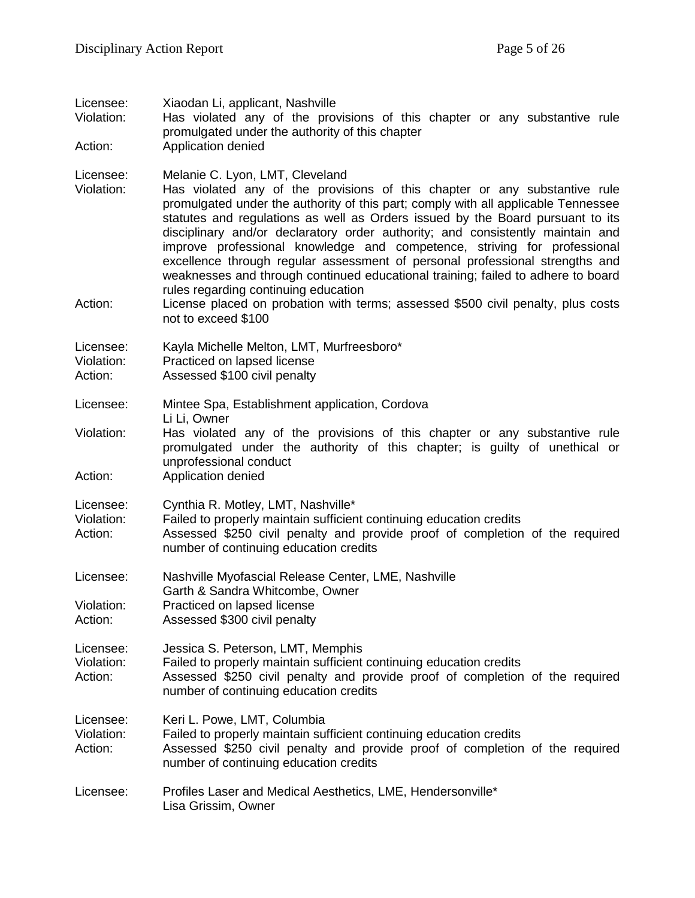Licensee: Xiaodan Li, applicant, Nashville
Violation: Has violated any of the provisions of this chapter or any substantive rule promulgated under the authority of this chapter
Action: Application denied

Licensee: Melanie C. Lyon, LMT, Cleveland
Violation: Has violated any of the provisions of this chapter or any substantive rule promulgated under the authority of this part; comply with all applicable Tennessee statutes and regulations as well as Orders issued by the Board pursuant to its disciplinary and/or declaratory order authority; and consistently maintain and improve professional knowledge and competence, striving for professional excellence through regular assessment of personal professional strengths and weaknesses and through continued educational training; failed to adhere to board rules regarding continuing education
Action: License placed on probation with terms; assessed $500 civil penalty, plus costs not to exceed $100

Licensee: Kayla Michelle Melton, LMT, Murfreesboro*
Violation: Practiced on lapsed license
Action: Assessed $100 civil penalty

Licensee: Mintee Spa, Establishment application, Cordova
Li Li, Owner
Violation: Has violated any of the provisions of this chapter or any substantive rule promulgated under the authority of this chapter; is guilty of unethical or unprofessional conduct
Action: Application denied

Licensee: Cynthia R. Motley, LMT, Nashville*
Violation: Failed to properly maintain sufficient continuing education credits
Action: Assessed $250 civil penalty and provide proof of completion of the required number of continuing education credits

Licensee: Nashville Myofascial Release Center, LME, Nashville
Garth & Sandra Whitcombe, Owner
Violation: Practiced on lapsed license
Action: Assessed $300 civil penalty

Licensee: Jessica S. Peterson, LMT, Memphis
Violation: Failed to properly maintain sufficient continuing education credits
Action: Assessed $250 civil penalty and provide proof of completion of the required number of continuing education credits

Licensee: Keri L. Powe, LMT, Columbia
Violation: Failed to properly maintain sufficient continuing education credits
Action: Assessed $250 civil penalty and provide proof of completion of the required number of continuing education credits

Licensee: Profiles Laser and Medical Aesthetics, LME, Hendersonville*
Lisa Grissim, Owner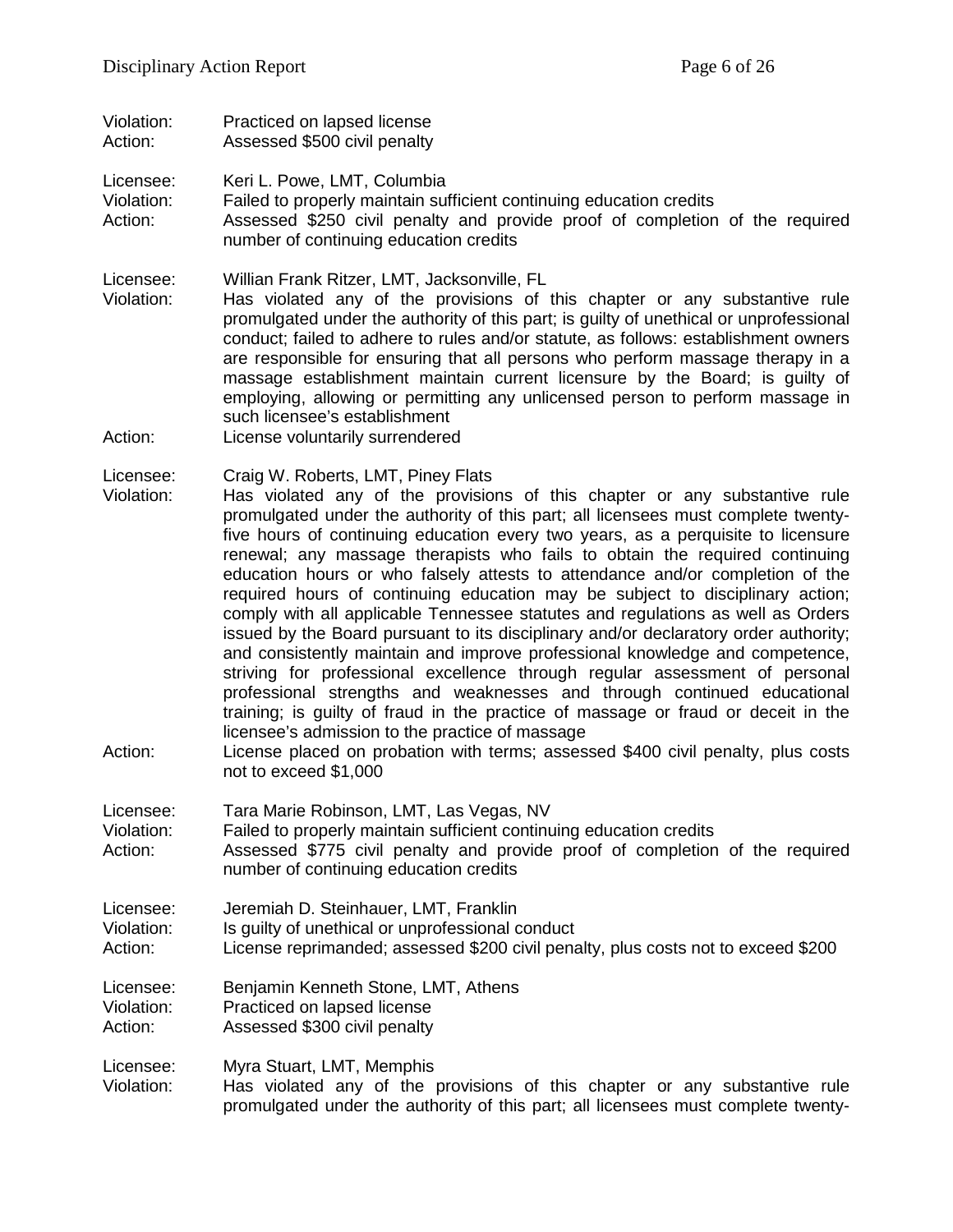Violation: Practiced on lapsed license
Action: Assessed $500 civil penalty

Licensee: Keri L. Powe, LMT, Columbia
Violation: Failed to properly maintain sufficient continuing education credits
Action: Assessed $250 civil penalty and provide proof of completion of the required number of continuing education credits

Licensee: Willian Frank Ritzer, LMT, Jacksonville, FL
Violation: Has violated any of the provisions of this chapter or any substantive rule promulgated under the authority of this part; is guilty of unethical or unprofessional conduct; failed to adhere to rules and/or statute, as follows: establishment owners are responsible for ensuring that all persons who perform massage therapy in a massage establishment maintain current licensure by the Board; is guilty of employing, allowing or permitting any unlicensed person to perform massage in such licensee's establishment
Action: License voluntarily surrendered

Licensee: Craig W. Roberts, LMT, Piney Flats
Violation: Has violated any of the provisions of this chapter or any substantive rule promulgated under the authority of this part; all licensees must complete twenty-five hours of continuing education every two years, as a perquisite to licensure renewal; any massage therapists who fails to obtain the required continuing education hours or who falsely attests to attendance and/or completion of the required hours of continuing education may be subject to disciplinary action; comply with all applicable Tennessee statutes and regulations as well as Orders issued by the Board pursuant to its disciplinary and/or declaratory order authority; and consistently maintain and improve professional knowledge and competence, striving for professional excellence through regular assessment of personal professional strengths and weaknesses and through continued educational training; is guilty of fraud in the practice of massage or fraud or deceit in the licensee's admission to the practice of massage
Action: License placed on probation with terms; assessed $400 civil penalty, plus costs not to exceed $1,000

Licensee: Tara Marie Robinson, LMT, Las Vegas, NV
Violation: Failed to properly maintain sufficient continuing education credits
Action: Assessed $775 civil penalty and provide proof of completion of the required number of continuing education credits

Licensee: Jeremiah D. Steinhauer, LMT, Franklin
Violation: Is guilty of unethical or unprofessional conduct
Action: License reprimanded; assessed $200 civil penalty, plus costs not to exceed $200

Licensee: Benjamin Kenneth Stone, LMT, Athens
Violation: Practiced on lapsed license
Action: Assessed $300 civil penalty

Licensee: Myra Stuart, LMT, Memphis
Violation: Has violated any of the provisions of this chapter or any substantive rule promulgated under the authority of this part; all licensees must complete twenty-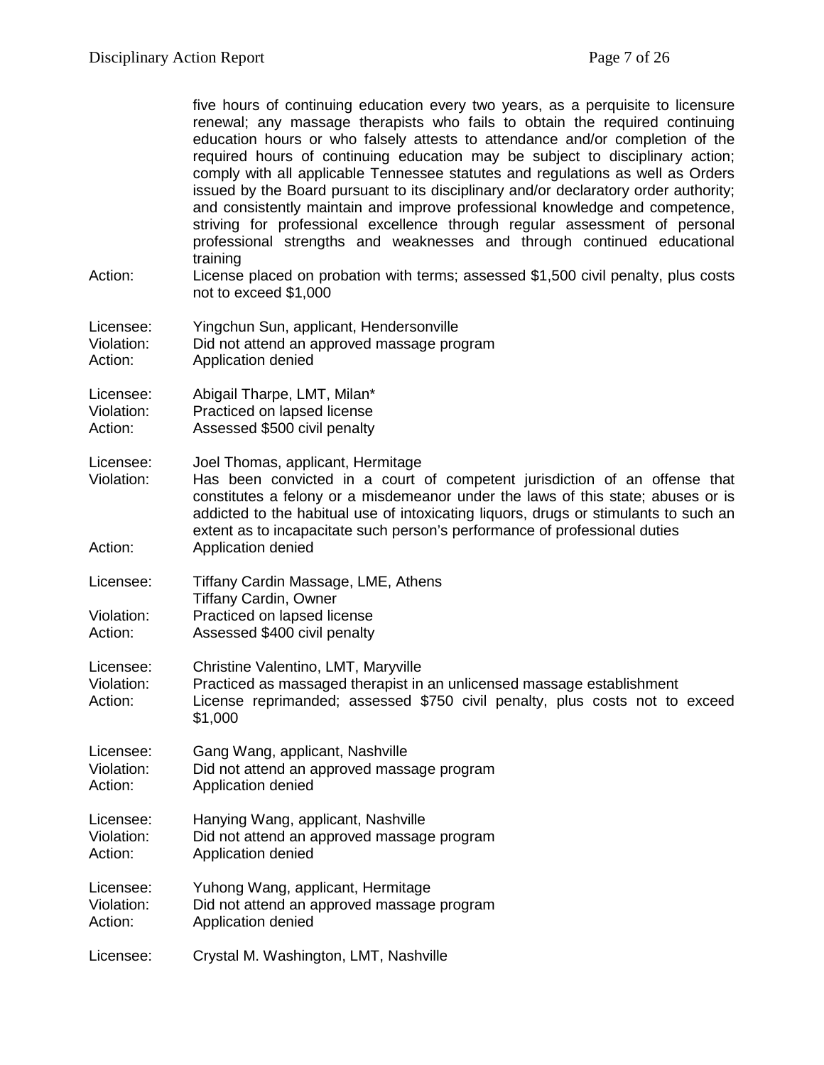five hours of continuing education every two years, as a perquisite to licensure renewal; any massage therapists who fails to obtain the required continuing education hours or who falsely attests to attendance and/or completion of the required hours of continuing education may be subject to disciplinary action; comply with all applicable Tennessee statutes and regulations as well as Orders issued by the Board pursuant to its disciplinary and/or declaratory order authority; and consistently maintain and improve professional knowledge and competence, striving for professional excellence through regular assessment of personal professional strengths and weaknesses and through continued educational training

Action: License placed on probation with terms; assessed $1,500 civil penalty, plus costs not to exceed $1,000

Licensee: Yingchun Sun, applicant, Hendersonville
Violation: Did not attend an approved massage program
Action: Application denied

Licensee: Abigail Tharpe, LMT, Milan*
Violation: Practiced on lapsed license
Action: Assessed $500 civil penalty

Licensee: Joel Thomas, applicant, Hermitage
Violation: Has been convicted in a court of competent jurisdiction of an offense that constitutes a felony or a misdemeanor under the laws of this state; abuses or is addicted to the habitual use of intoxicating liquors, drugs or stimulants to such an extent as to incapacitate such person's performance of professional duties
Action: Application denied

Licensee: Tiffany Cardin Massage, LME, Athens
Tiffany Cardin, Owner
Violation: Practiced on lapsed license
Action: Assessed $400 civil penalty

Licensee: Christine Valentino, LMT, Maryville
Violation: Practiced as massaged therapist in an unlicensed massage establishment
Action: License reprimanded; assessed $750 civil penalty, plus costs not to exceed $1,000

Licensee: Gang Wang, applicant, Nashville
Violation: Did not attend an approved massage program
Action: Application denied

Licensee: Hanying Wang, applicant, Nashville
Violation: Did not attend an approved massage program
Action: Application denied

Licensee: Yuhong Wang, applicant, Hermitage
Violation: Did not attend an approved massage program
Action: Application denied

Licensee: Crystal M. Washington, LMT, Nashville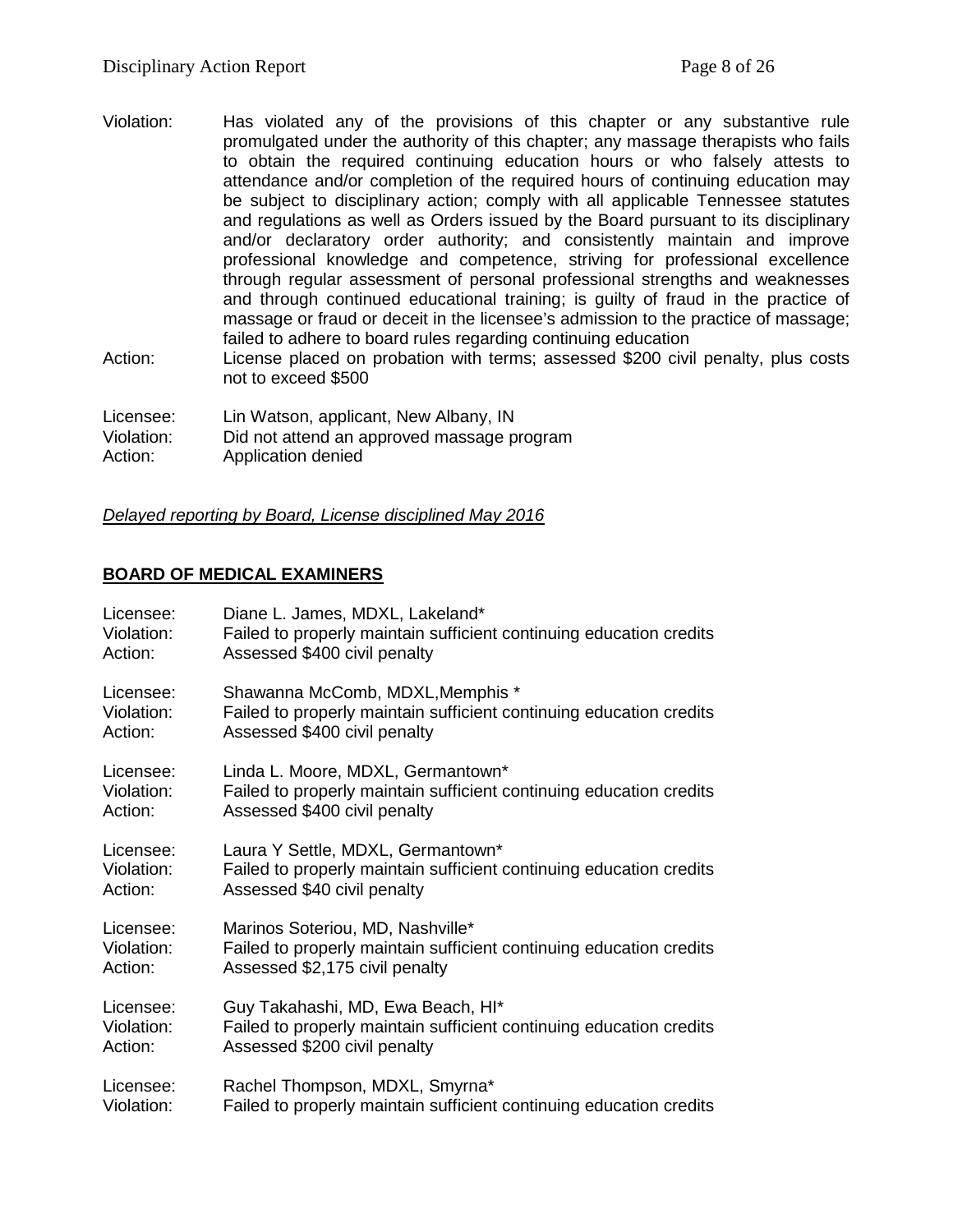Violation: Has violated any of the provisions of this chapter or any substantive rule promulgated under the authority of this chapter; any massage therapists who fails to obtain the required continuing education hours or who falsely attests to attendance and/or completion of the required hours of continuing education may be subject to disciplinary action; comply with all applicable Tennessee statutes and regulations as well as Orders issued by the Board pursuant to its disciplinary and/or declaratory order authority; and consistently maintain and improve professional knowledge and competence, striving for professional excellence through regular assessment of personal professional strengths and weaknesses and through continued educational training; is guilty of fraud in the practice of massage or fraud or deceit in the licensee's admission to the practice of massage; failed to adhere to board rules regarding continuing education
Action: License placed on probation with terms; assessed $200 civil penalty, plus costs not to exceed $500

Licensee: Lin Watson, applicant, New Albany, IN
Violation: Did not attend an approved massage program
Action: Application denied

*Delayed reporting by Board, License disciplined May 2016*

## BOARD OF MEDICAL EXAMINERS

Licensee: Diane L. James, MDXL, Lakeland*
Violation: Failed to properly maintain sufficient continuing education credits
Action: Assessed $400 civil penalty

Licensee: Shawanna McComb, MDXL,Memphis *
Violation: Failed to properly maintain sufficient continuing education credits
Action: Assessed $400 civil penalty

Licensee: Linda L. Moore, MDXL, Germantown*
Violation: Failed to properly maintain sufficient continuing education credits
Action: Assessed $400 civil penalty

Licensee: Laura Y Settle, MDXL, Germantown*
Violation: Failed to properly maintain sufficient continuing education credits
Action: Assessed $40 civil penalty

Licensee: Marinos Soteriou, MD, Nashville*
Violation: Failed to properly maintain sufficient continuing education credits
Action: Assessed $2,175 civil penalty

Licensee: Guy Takahashi, MD, Ewa Beach, HI*
Violation: Failed to properly maintain sufficient continuing education credits
Action: Assessed $200 civil penalty

Licensee: Rachel Thompson, MDXL, Smyrna*
Violation: Failed to properly maintain sufficient continuing education credits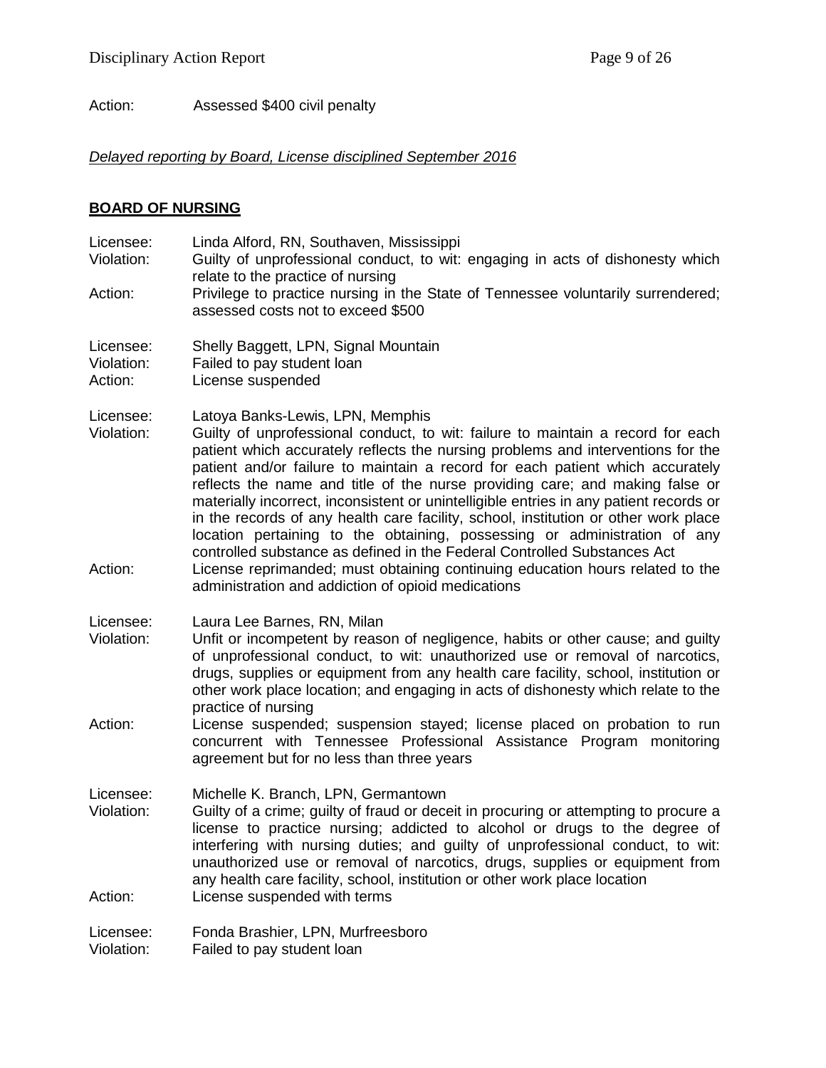Action: Assessed $400 civil penalty

*Delayed reporting by Board, License disciplined September 2016*

## BOARD OF NURSING

Licensee: Linda Alford, RN, Southaven, Mississippi
Violation: Guilty of unprofessional conduct, to wit: engaging in acts of dishonesty which relate to the practice of nursing
Action: Privilege to practice nursing in the State of Tennessee voluntarily surrendered; assessed costs not to exceed $500

Licensee: Shelly Baggett, LPN, Signal Mountain
Violation: Failed to pay student loan
Action: License suspended

Licensee: Latoya Banks-Lewis, LPN, Memphis
Violation: Guilty of unprofessional conduct, to wit: failure to maintain a record for each patient which accurately reflects the nursing problems and interventions for the patient and/or failure to maintain a record for each patient which accurately reflects the name and title of the nurse providing care; and making false or materially incorrect, inconsistent or unintelligible entries in any patient records or in the records of any health care facility, school, institution or other work place location pertaining to the obtaining, possessing or administration of any controlled substance as defined in the Federal Controlled Substances Act
Action: License reprimanded; must obtaining continuing education hours related to the administration and addiction of opioid medications

Licensee: Laura Lee Barnes, RN, Milan
Violation: Unfit or incompetent by reason of negligence, habits or other cause; and guilty of unprofessional conduct, to wit: unauthorized use or removal of narcotics, drugs, supplies or equipment from any health care facility, school, institution or other work place location; and engaging in acts of dishonesty which relate to the practice of nursing
Action: License suspended; suspension stayed; license placed on probation to run concurrent with Tennessee Professional Assistance Program monitoring agreement but for no less than three years

Licensee: Michelle K. Branch, LPN, Germantown
Violation: Guilty of a crime; guilty of fraud or deceit in procuring or attempting to procure a license to practice nursing; addicted to alcohol or drugs to the degree of interfering with nursing duties; and guilty of unprofessional conduct, to wit: unauthorized use or removal of narcotics, drugs, supplies or equipment from any health care facility, school, institution or other work place location
Action: License suspended with terms

Licensee: Fonda Brashier, LPN, Murfreesboro
Violation: Failed to pay student loan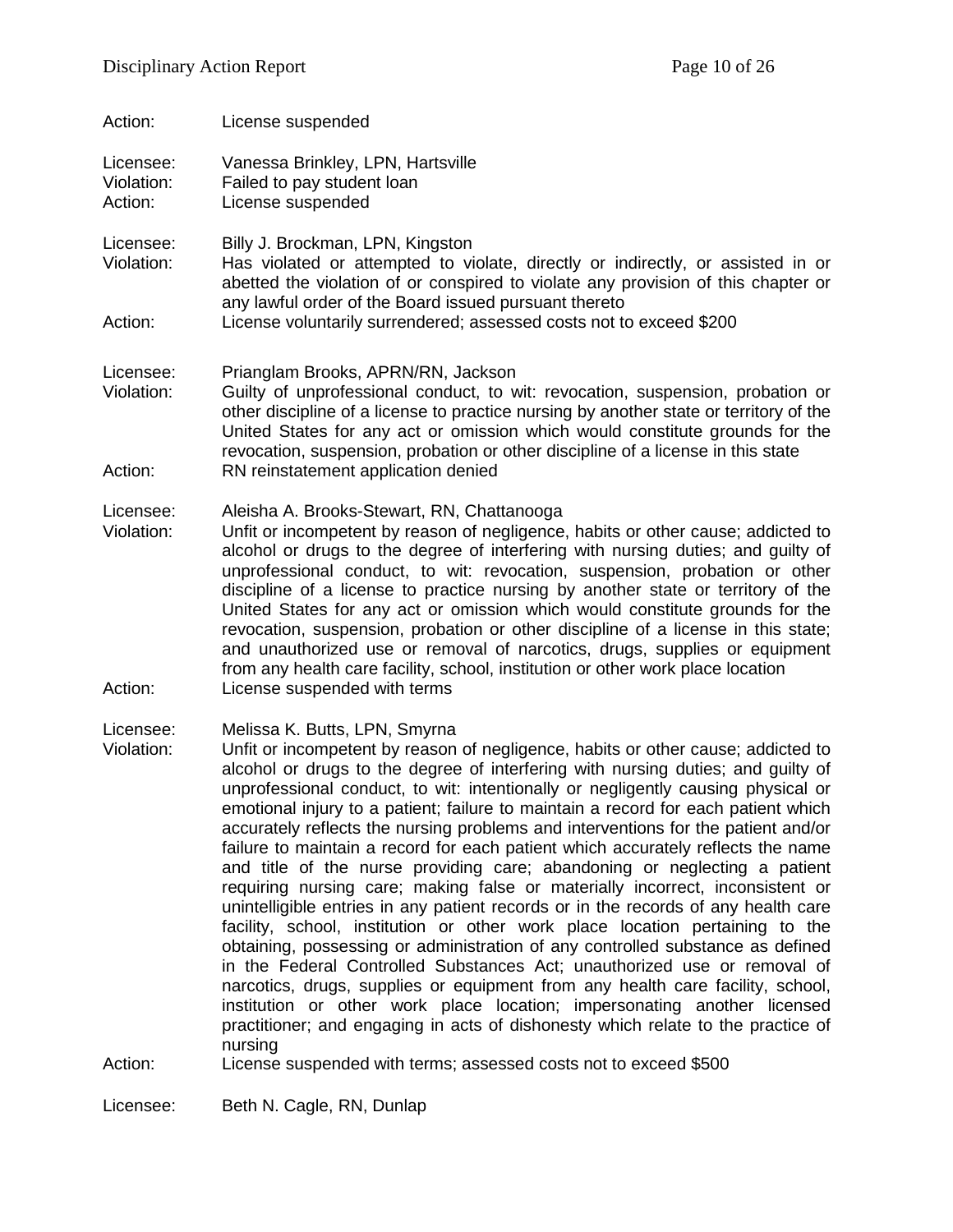Action: License suspended

Licensee: Vanessa Brinkley, LPN, Hartsville
Violation: Failed to pay student loan
Action: License suspended

Licensee: Billy J. Brockman, LPN, Kingston
Violation: Has violated or attempted to violate, directly or indirectly, or assisted in or abetted the violation of or conspired to violate any provision of this chapter or any lawful order of the Board issued pursuant thereto
Action: License voluntarily surrendered; assessed costs not to exceed $200

Licensee: Prianglam Brooks, APRN/RN, Jackson
Violation: Guilty of unprofessional conduct, to wit: revocation, suspension, probation or other discipline of a license to practice nursing by another state or territory of the United States for any act or omission which would constitute grounds for the revocation, suspension, probation or other discipline of a license in this state
Action: RN reinstatement application denied

Licensee: Aleisha A. Brooks-Stewart, RN, Chattanooga
Violation: Unfit or incompetent by reason of negligence, habits or other cause; addicted to alcohol or drugs to the degree of interfering with nursing duties; and guilty of unprofessional conduct, to wit: revocation, suspension, probation or other discipline of a license to practice nursing by another state or territory of the United States for any act or omission which would constitute grounds for the revocation, suspension, probation or other discipline of a license in this state; and unauthorized use or removal of narcotics, drugs, supplies or equipment from any health care facility, school, institution or other work place location
Action: License suspended with terms

Licensee: Melissa K. Butts, LPN, Smyrna
Violation: Unfit or incompetent by reason of negligence, habits or other cause; addicted to alcohol or drugs to the degree of interfering with nursing duties; and guilty of unprofessional conduct, to wit: intentionally or negligently causing physical or emotional injury to a patient; failure to maintain a record for each patient which accurately reflects the nursing problems and interventions for the patient and/or failure to maintain a record for each patient which accurately reflects the name and title of the nurse providing care; abandoning or neglecting a patient requiring nursing care; making false or materially incorrect, inconsistent or unintelligible entries in any patient records or in the records of any health care facility, school, institution or other work place location pertaining to the obtaining, possessing or administration of any controlled substance as defined in the Federal Controlled Substances Act; unauthorized use or removal of narcotics, drugs, supplies or equipment from any health care facility, school, institution or other work place location; impersonating another licensed practitioner; and engaging in acts of dishonesty which relate to the practice of nursing
Action: License suspended with terms; assessed costs not to exceed $500

Licensee: Beth N. Cagle, RN, Dunlap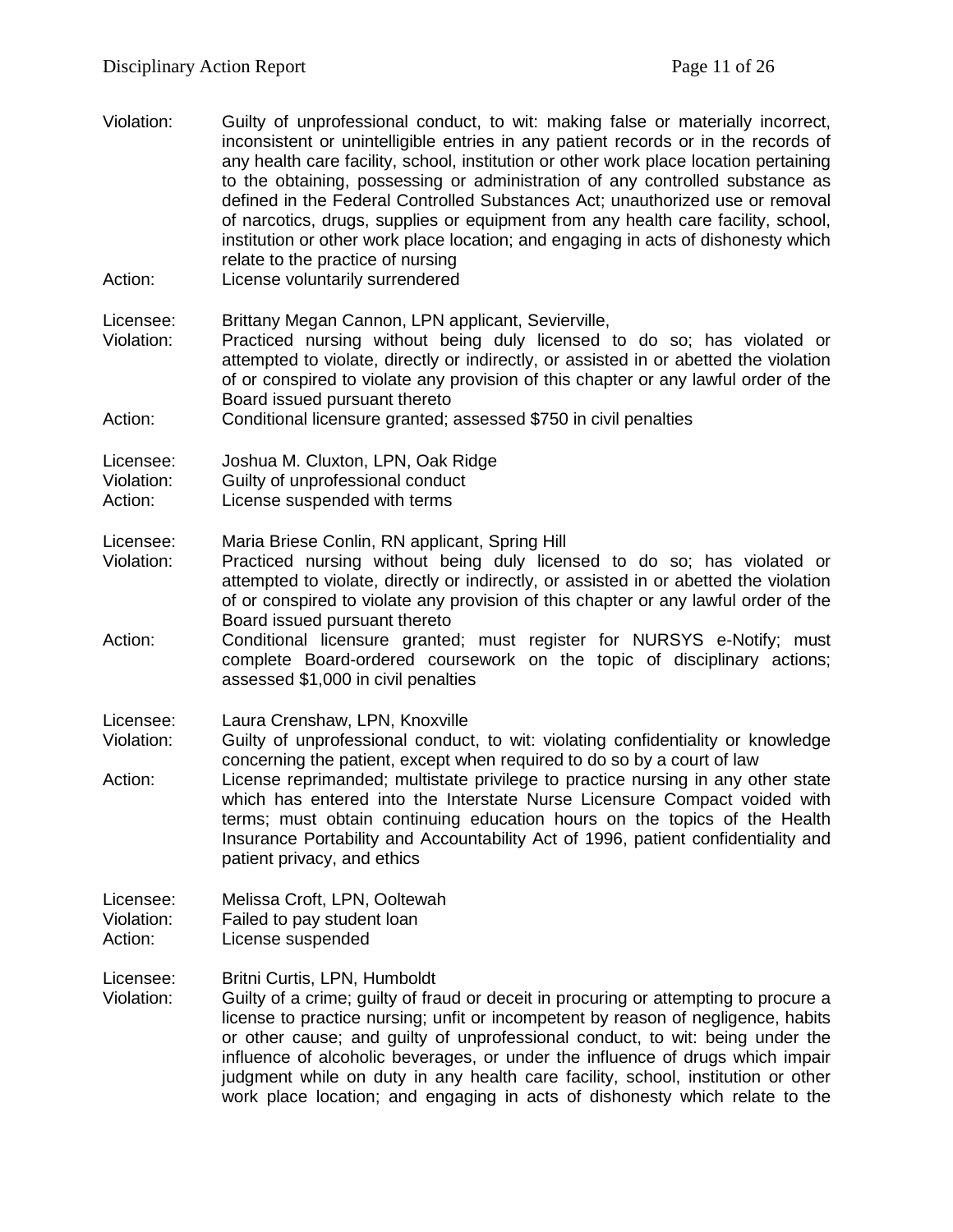Violation: Guilty of unprofessional conduct, to wit: making false or materially incorrect, inconsistent or unintelligible entries in any patient records or in the records of any health care facility, school, institution or other work place location pertaining to the obtaining, possessing or administration of any controlled substance as defined in the Federal Controlled Substances Act; unauthorized use or removal of narcotics, drugs, supplies or equipment from any health care facility, school, institution or other work place location; and engaging in acts of dishonesty which relate to the practice of nursing
Action: License voluntarily surrendered

Licensee: Brittany Megan Cannon, LPN applicant, Sevierville,
Violation: Practiced nursing without being duly licensed to do so; has violated or attempted to violate, directly or indirectly, or assisted in or abetted the violation of or conspired to violate any provision of this chapter or any lawful order of the Board issued pursuant thereto
Action: Conditional licensure granted; assessed $750 in civil penalties

Licensee: Joshua M. Cluxton, LPN, Oak Ridge
Violation: Guilty of unprofessional conduct
Action: License suspended with terms

Licensee: Maria Briese Conlin, RN applicant, Spring Hill
Violation: Practiced nursing without being duly licensed to do so; has violated or attempted to violate, directly or indirectly, or assisted in or abetted the violation of or conspired to violate any provision of this chapter or any lawful order of the Board issued pursuant thereto
Action: Conditional licensure granted; must register for NURSYS e-Notify; must complete Board-ordered coursework on the topic of disciplinary actions; assessed $1,000 in civil penalties

Licensee: Laura Crenshaw, LPN, Knoxville
Violation: Guilty of unprofessional conduct, to wit: violating confidentiality or knowledge concerning the patient, except when required to do so by a court of law
Action: License reprimanded; multistate privilege to practice nursing in any other state which has entered into the Interstate Nurse Licensure Compact voided with terms; must obtain continuing education hours on the topics of the Health Insurance Portability and Accountability Act of 1996, patient confidentiality and patient privacy, and ethics

Licensee: Melissa Croft, LPN, Ooltewah
Violation: Failed to pay student loan
Action: License suspended

Licensee: Britni Curtis, LPN, Humboldt
Violation: Guilty of a crime; guilty of fraud or deceit in procuring or attempting to procure a license to practice nursing; unfit or incompetent by reason of negligence, habits or other cause; and guilty of unprofessional conduct, to wit: being under the influence of alcoholic beverages, or under the influence of drugs which impair judgment while on duty in any health care facility, school, institution or other work place location; and engaging in acts of dishonesty which relate to the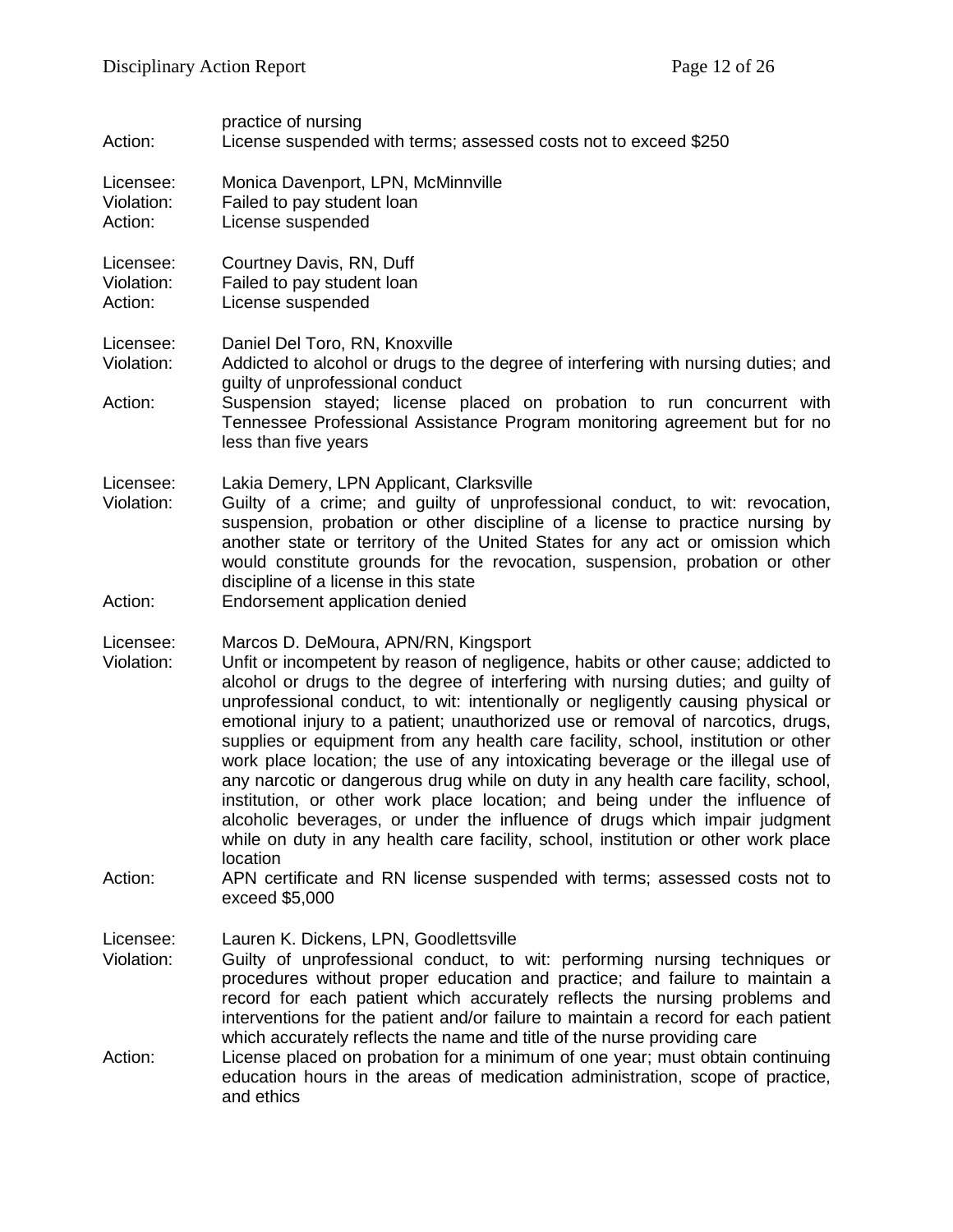practice of nursing
Action: License suspended with terms; assessed costs not to exceed $250

Licensee: Monica Davenport, LPN, McMinnville
Violation: Failed to pay student loan
Action: License suspended

Licensee: Courtney Davis, RN, Duff
Violation: Failed to pay student loan
Action: License suspended

Licensee: Daniel Del Toro, RN, Knoxville
Violation: Addicted to alcohol or drugs to the degree of interfering with nursing duties; and guilty of unprofessional conduct
Action: Suspension stayed; license placed on probation to run concurrent with Tennessee Professional Assistance Program monitoring agreement but for no less than five years

Licensee: Lakia Demery, LPN Applicant, Clarksville
Violation: Guilty of a crime; and guilty of unprofessional conduct, to wit: revocation, suspension, probation or other discipline of a license to practice nursing by another state or territory of the United States for any act or omission which would constitute grounds for the revocation, suspension, probation or other discipline of a license in this state
Action: Endorsement application denied

Licensee: Marcos D. DeMoura, APN/RN, Kingsport
Violation: Unfit or incompetent by reason of negligence, habits or other cause; addicted to alcohol or drugs to the degree of interfering with nursing duties; and guilty of unprofessional conduct, to wit: intentionally or negligently causing physical or emotional injury to a patient; unauthorized use or removal of narcotics, drugs, supplies or equipment from any health care facility, school, institution or other work place location; the use of any intoxicating beverage or the illegal use of any narcotic or dangerous drug while on duty in any health care facility, school, institution, or other work place location; and being under the influence of alcoholic beverages, or under the influence of drugs which impair judgment while on duty in any health care facility, school, institution or other work place location
Action: APN certificate and RN license suspended with terms; assessed costs not to exceed $5,000

Licensee: Lauren K. Dickens, LPN, Goodlettsville
Violation: Guilty of unprofessional conduct, to wit: performing nursing techniques or procedures without proper education and practice; and failure to maintain a record for each patient which accurately reflects the nursing problems and interventions for the patient and/or failure to maintain a record for each patient which accurately reflects the name and title of the nurse providing care
Action: License placed on probation for a minimum of one year; must obtain continuing education hours in the areas of medication administration, scope of practice, and ethics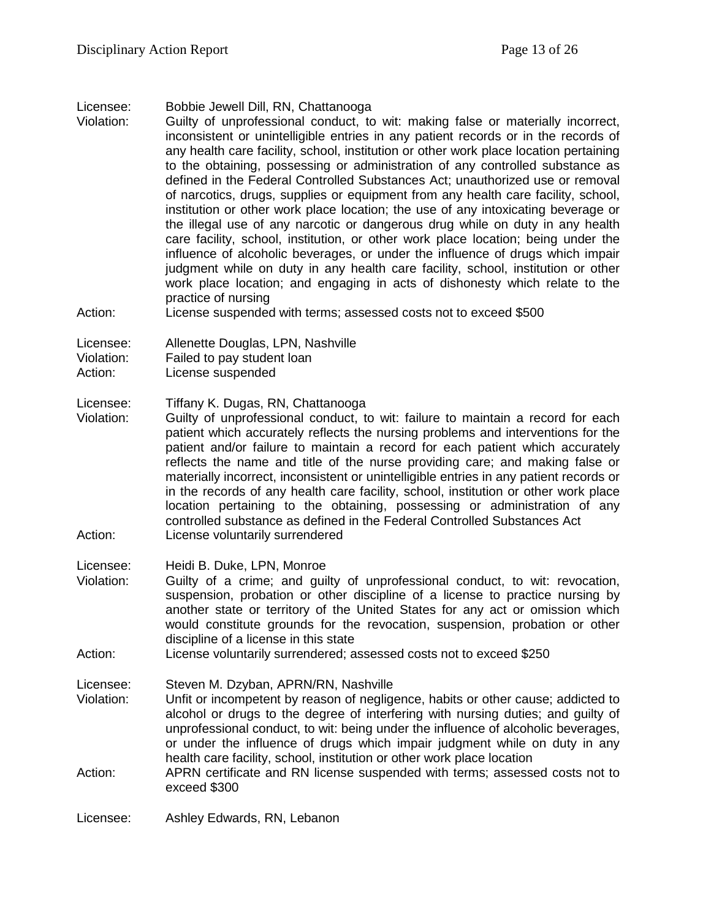Licensee: Bobbie Jewell Dill, RN, Chattanooga
Violation: Guilty of unprofessional conduct, to wit: making false or materially incorrect, inconsistent or unintelligible entries in any patient records or in the records of any health care facility, school, institution or other work place location pertaining to the obtaining, possessing or administration of any controlled substance as defined in the Federal Controlled Substances Act; unauthorized use or removal of narcotics, drugs, supplies or equipment from any health care facility, school, institution or other work place location; the use of any intoxicating beverage or the illegal use of any narcotic or dangerous drug while on duty in any health care facility, school, institution, or other work place location; being under the influence of alcoholic beverages, or under the influence of drugs which impair judgment while on duty in any health care facility, school, institution or other work place location; and engaging in acts of dishonesty which relate to the practice of nursing
Action: License suspended with terms; assessed costs not to exceed $500

Licensee: Allenette Douglas, LPN, Nashville
Violation: Failed to pay student loan
Action: License suspended

Licensee: Tiffany K. Dugas, RN, Chattanooga
Violation: Guilty of unprofessional conduct, to wit: failure to maintain a record for each patient which accurately reflects the nursing problems and interventions for the patient and/or failure to maintain a record for each patient which accurately reflects the name and title of the nurse providing care; and making false or materially incorrect, inconsistent or unintelligible entries in any patient records or in the records of any health care facility, school, institution or other work place location pertaining to the obtaining, possessing or administration of any controlled substance as defined in the Federal Controlled Substances Act
Action: License voluntarily surrendered

Licensee: Heidi B. Duke, LPN, Monroe
Violation: Guilty of a crime; and guilty of unprofessional conduct, to wit: revocation, suspension, probation or other discipline of a license to practice nursing by another state or territory of the United States for any act or omission which would constitute grounds for the revocation, suspension, probation or other discipline of a license in this state
Action: License voluntarily surrendered; assessed costs not to exceed $250

Licensee: Steven M. Dzyban, APRN/RN, Nashville
Violation: Unfit or incompetent by reason of negligence, habits or other cause; addicted to alcohol or drugs to the degree of interfering with nursing duties; and guilty of unprofessional conduct, to wit: being under the influence of alcoholic beverages, or under the influence of drugs which impair judgment while on duty in any health care facility, school, institution or other work place location
Action: APRN certificate and RN license suspended with terms; assessed costs not to exceed $300

Licensee: Ashley Edwards, RN, Lebanon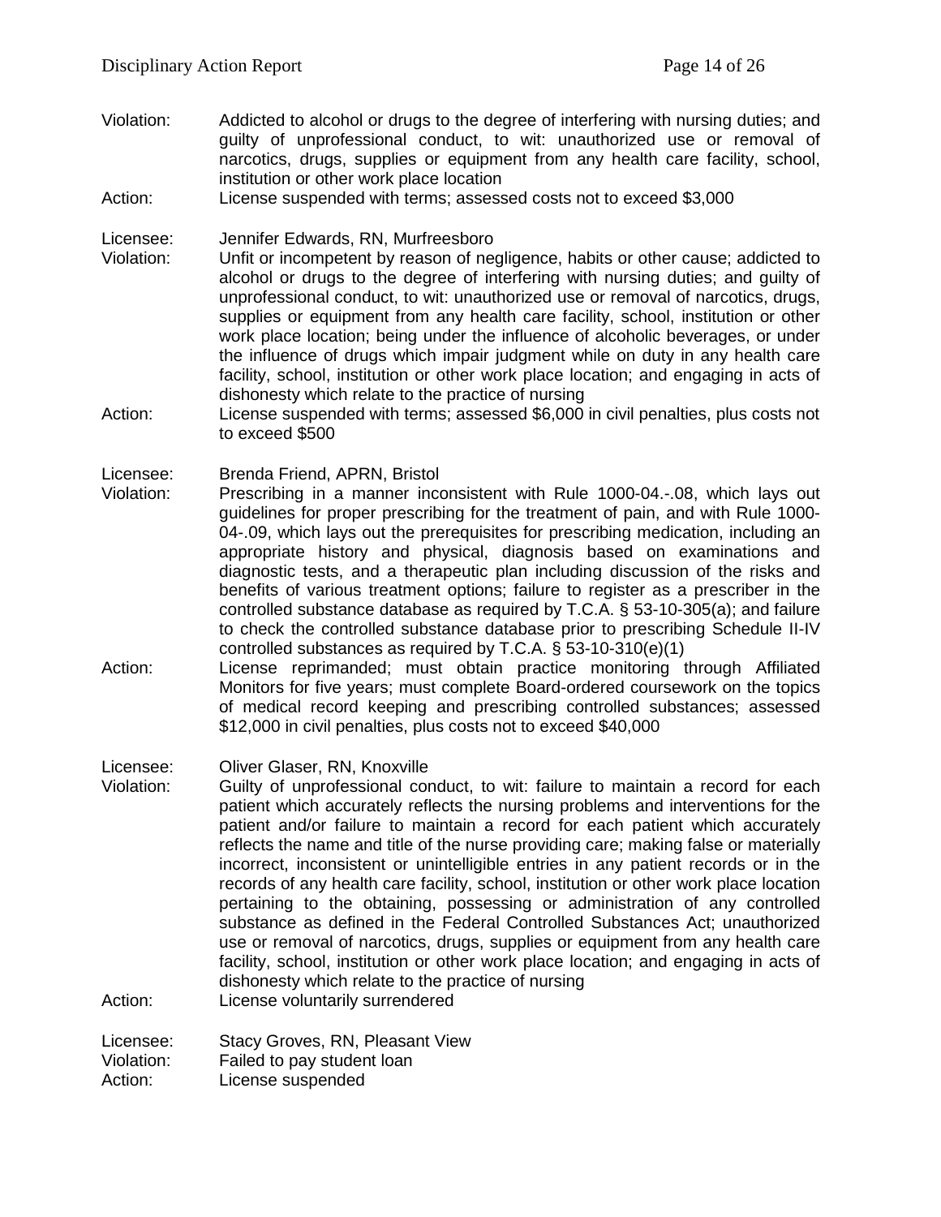Violation: Addicted to alcohol or drugs to the degree of interfering with nursing duties; and guilty of unprofessional conduct, to wit: unauthorized use or removal of narcotics, drugs, supplies or equipment from any health care facility, school, institution or other work place location

Action: License suspended with terms; assessed costs not to exceed $3,000

Licensee: Jennifer Edwards, RN, Murfreesboro

Violation: Unfit or incompetent by reason of negligence, habits or other cause; addicted to alcohol or drugs to the degree of interfering with nursing duties; and guilty of unprofessional conduct, to wit: unauthorized use or removal of narcotics, drugs, supplies or equipment from any health care facility, school, institution or other work place location; being under the influence of alcoholic beverages, or under the influence of drugs which impair judgment while on duty in any health care facility, school, institution or other work place location; and engaging in acts of dishonesty which relate to the practice of nursing

Action: License suspended with terms; assessed $6,000 in civil penalties, plus costs not to exceed $500

Licensee: Brenda Friend, APRN, Bristol

Violation: Prescribing in a manner inconsistent with Rule 1000-04.-.08, which lays out guidelines for proper prescribing for the treatment of pain, and with Rule 1000-04-.09, which lays out the prerequisites for prescribing medication, including an appropriate history and physical, diagnosis based on examinations and diagnostic tests, and a therapeutic plan including discussion of the risks and benefits of various treatment options; failure to register as a prescriber in the controlled substance database as required by T.C.A. § 53-10-305(a); and failure to check the controlled substance database prior to prescribing Schedule II-IV controlled substances as required by T.C.A. § 53-10-310(e)(1)

Action: License reprimanded; must obtain practice monitoring through Affiliated Monitors for five years; must complete Board-ordered coursework on the topics of medical record keeping and prescribing controlled substances; assessed $12,000 in civil penalties, plus costs not to exceed $40,000

Licensee: Oliver Glaser, RN, Knoxville

Violation: Guilty of unprofessional conduct, to wit: failure to maintain a record for each patient which accurately reflects the nursing problems and interventions for the patient and/or failure to maintain a record for each patient which accurately reflects the name and title of the nurse providing care; making false or materially incorrect, inconsistent or unintelligible entries in any patient records or in the records of any health care facility, school, institution or other work place location pertaining to the obtaining, possessing or administration of any controlled substance as defined in the Federal Controlled Substances Act; unauthorized use or removal of narcotics, drugs, supplies or equipment from any health care facility, school, institution or other work place location; and engaging in acts of dishonesty which relate to the practice of nursing

Action: License voluntarily surrendered

Licensee: Stacy Groves, RN, Pleasant View

Violation: Failed to pay student loan

Action: License suspended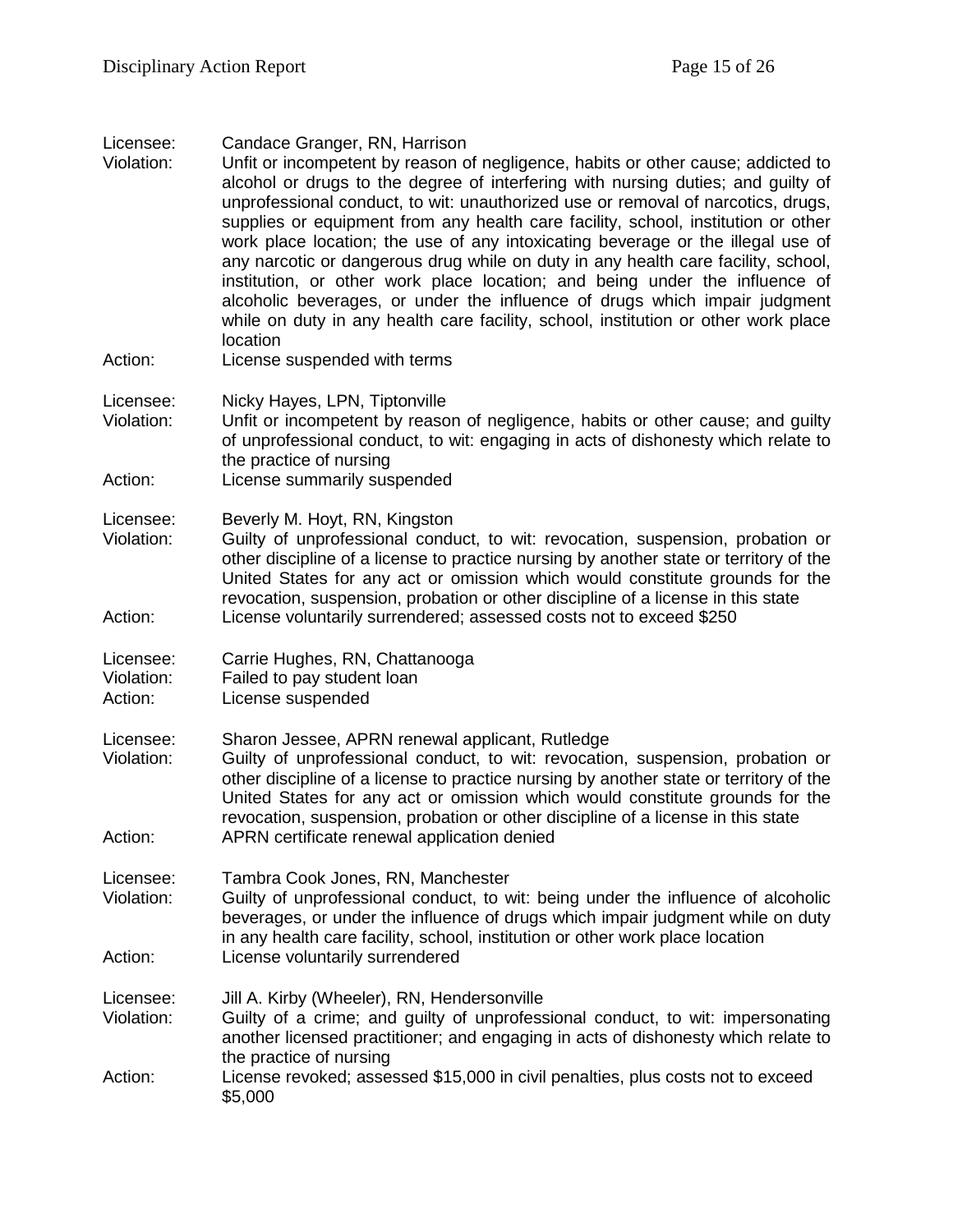Licensee: Candace Granger, RN, Harrison
Violation: Unfit or incompetent by reason of negligence, habits or other cause; addicted to alcohol or drugs to the degree of interfering with nursing duties; and guilty of unprofessional conduct, to wit: unauthorized use or removal of narcotics, drugs, supplies or equipment from any health care facility, school, institution or other work place location; the use of any intoxicating beverage or the illegal use of any narcotic or dangerous drug while on duty in any health care facility, school, institution, or other work place location; and being under the influence of alcoholic beverages, or under the influence of drugs which impair judgment while on duty in any health care facility, school, institution or other work place location
Action: License suspended with terms

Licensee: Nicky Hayes, LPN, Tiptonville
Violation: Unfit or incompetent by reason of negligence, habits or other cause; and guilty of unprofessional conduct, to wit: engaging in acts of dishonesty which relate to the practice of nursing
Action: License summarily suspended

Licensee: Beverly M. Hoyt, RN, Kingston
Violation: Guilty of unprofessional conduct, to wit: revocation, suspension, probation or other discipline of a license to practice nursing by another state or territory of the United States for any act or omission which would constitute grounds for the revocation, suspension, probation or other discipline of a license in this state
Action: License voluntarily surrendered; assessed costs not to exceed $250

Licensee: Carrie Hughes, RN, Chattanooga
Violation: Failed to pay student loan
Action: License suspended

Licensee: Sharon Jessee, APRN renewal applicant, Rutledge
Violation: Guilty of unprofessional conduct, to wit: revocation, suspension, probation or other discipline of a license to practice nursing by another state or territory of the United States for any act or omission which would constitute grounds for the revocation, suspension, probation or other discipline of a license in this state
Action: APRN certificate renewal application denied

Licensee: Tambra Cook Jones, RN, Manchester
Violation: Guilty of unprofessional conduct, to wit: being under the influence of alcoholic beverages, or under the influence of drugs which impair judgment while on duty in any health care facility, school, institution or other work place location
Action: License voluntarily surrendered

Licensee: Jill A. Kirby (Wheeler), RN, Hendersonville
Violation: Guilty of a crime; and guilty of unprofessional conduct, to wit: impersonating another licensed practitioner; and engaging in acts of dishonesty which relate to the practice of nursing
Action: License revoked; assessed $15,000 in civil penalties, plus costs not to exceed $5,000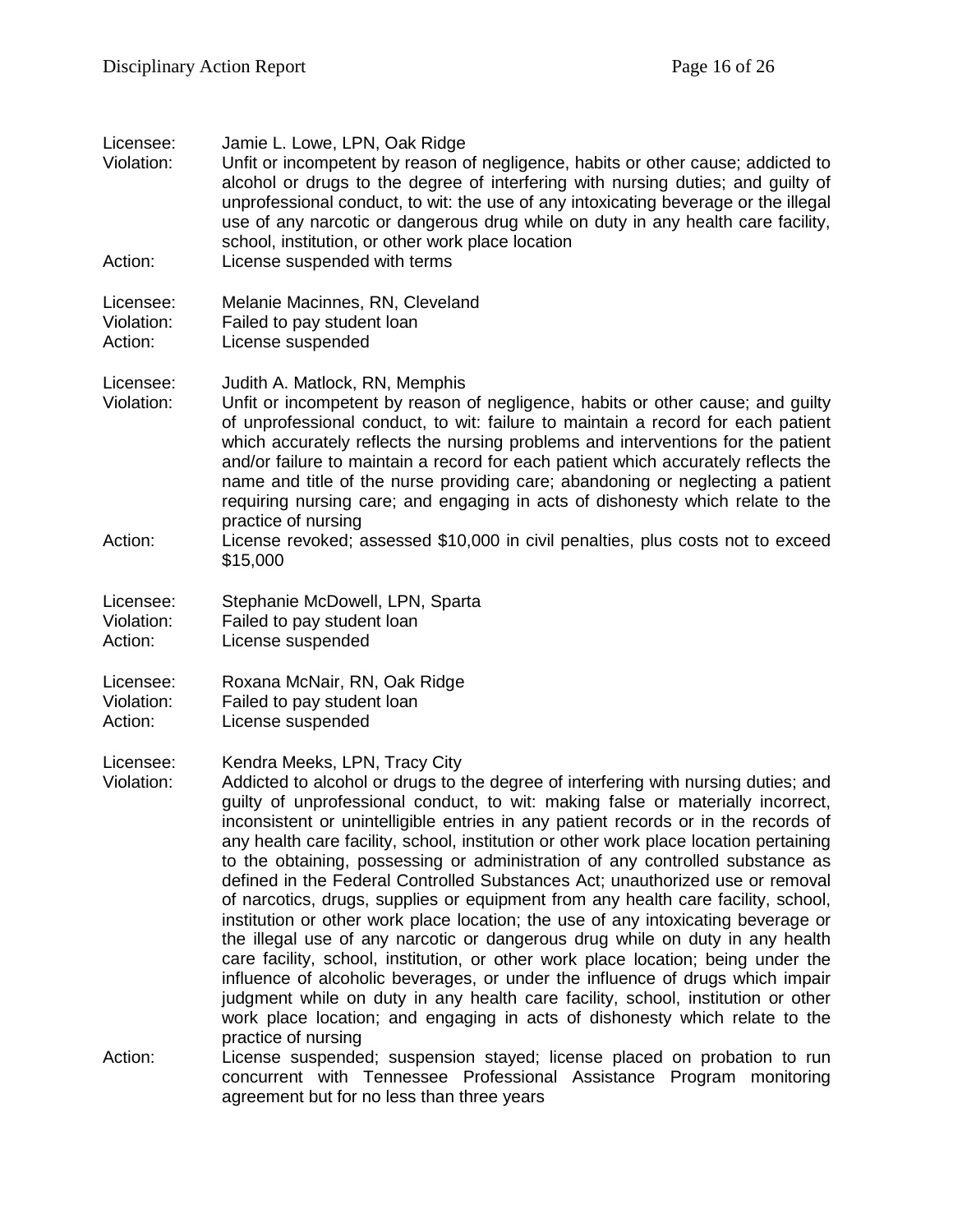Licensee: Jamie L. Lowe, LPN, Oak Ridge
Violation: Unfit or incompetent by reason of negligence, habits or other cause; addicted to alcohol or drugs to the degree of interfering with nursing duties; and guilty of unprofessional conduct, to wit: the use of any intoxicating beverage or the illegal use of any narcotic or dangerous drug while on duty in any health care facility, school, institution, or other work place location
Action: License suspended with terms

Licensee: Melanie Macinnes, RN, Cleveland
Violation: Failed to pay student loan
Action: License suspended

Licensee: Judith A. Matlock, RN, Memphis
Violation: Unfit or incompetent by reason of negligence, habits or other cause; and guilty of unprofessional conduct, to wit: failure to maintain a record for each patient which accurately reflects the nursing problems and interventions for the patient and/or failure to maintain a record for each patient which accurately reflects the name and title of the nurse providing care; abandoning or neglecting a patient requiring nursing care; and engaging in acts of dishonesty which relate to the practice of nursing
Action: License revoked; assessed $10,000 in civil penalties, plus costs not to exceed $15,000

Licensee: Stephanie McDowell, LPN, Sparta
Violation: Failed to pay student loan
Action: License suspended

Licensee: Roxana McNair, RN, Oak Ridge
Violation: Failed to pay student loan
Action: License suspended

Licensee: Kendra Meeks, LPN, Tracy City
Violation: Addicted to alcohol or drugs to the degree of interfering with nursing duties; and guilty of unprofessional conduct, to wit: making false or materially incorrect, inconsistent or unintelligible entries in any patient records or in the records of any health care facility, school, institution or other work place location pertaining to the obtaining, possessing or administration of any controlled substance as defined in the Federal Controlled Substances Act; unauthorized use or removal of narcotics, drugs, supplies or equipment from any health care facility, school, institution or other work place location; the use of any intoxicating beverage or the illegal use of any narcotic or dangerous drug while on duty in any health care facility, school, institution, or other work place location; being under the influence of alcoholic beverages, or under the influence of drugs which impair judgment while on duty in any health care facility, school, institution or other work place location; and engaging in acts of dishonesty which relate to the practice of nursing
Action: License suspended; suspension stayed; license placed on probation to run concurrent with Tennessee Professional Assistance Program monitoring agreement but for no less than three years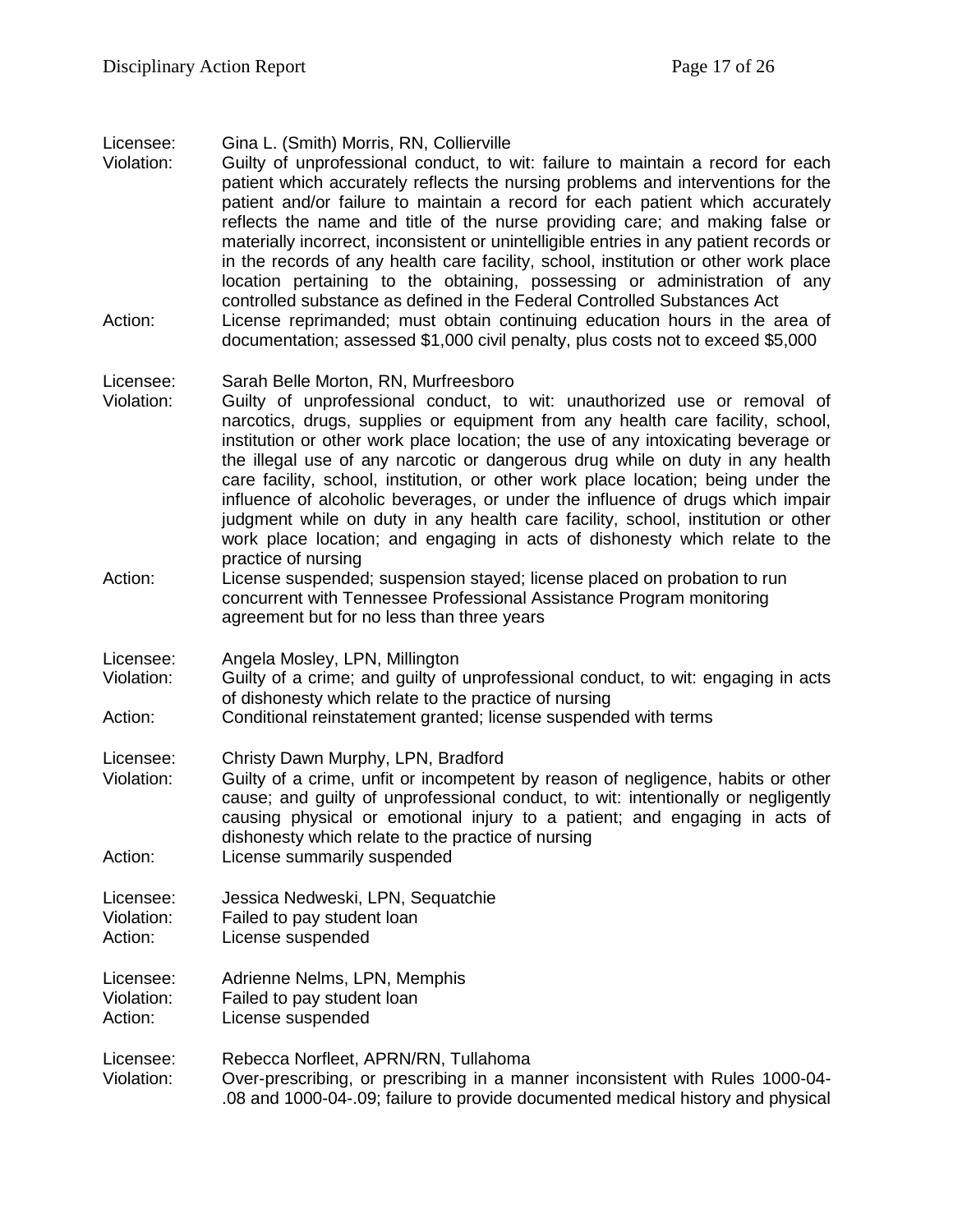Licensee: Gina L. (Smith) Morris, RN, Collierville

Violation: Guilty of unprofessional conduct, to wit: failure to maintain a record for each patient which accurately reflects the nursing problems and interventions for the patient and/or failure to maintain a record for each patient which accurately reflects the name and title of the nurse providing care; and making false or materially incorrect, inconsistent or unintelligible entries in any patient records or in the records of any health care facility, school, institution or other work place location pertaining to the obtaining, possessing or administration of any controlled substance as defined in the Federal Controlled Substances Act

Action: License reprimanded; must obtain continuing education hours in the area of documentation; assessed $1,000 civil penalty, plus costs not to exceed $5,000

Licensee: Sarah Belle Morton, RN, Murfreesboro

Violation: Guilty of unprofessional conduct, to wit: unauthorized use or removal of narcotics, drugs, supplies or equipment from any health care facility, school, institution or other work place location; the use of any intoxicating beverage or the illegal use of any narcotic or dangerous drug while on duty in any health care facility, school, institution, or other work place location; being under the influence of alcoholic beverages, or under the influence of drugs which impair judgment while on duty in any health care facility, school, institution or other work place location; and engaging in acts of dishonesty which relate to the practice of nursing

Action: License suspended; suspension stayed; license placed on probation to run concurrent with Tennessee Professional Assistance Program monitoring agreement but for no less than three years

Licensee: Angela Mosley, LPN, Millington

Violation: Guilty of a crime; and guilty of unprofessional conduct, to wit: engaging in acts of dishonesty which relate to the practice of nursing

Action: Conditional reinstatement granted; license suspended with terms

Licensee: Christy Dawn Murphy, LPN, Bradford

Violation: Guilty of a crime, unfit or incompetent by reason of negligence, habits or other cause; and guilty of unprofessional conduct, to wit: intentionally or negligently causing physical or emotional injury to a patient; and engaging in acts of dishonesty which relate to the practice of nursing

Action: License summarily suspended

Licensee: Jessica Nedweski, LPN, Sequatchie

Violation: Failed to pay student loan

Action: License suspended

Licensee: Adrienne Nelms, LPN, Memphis

Violation: Failed to pay student loan

Action: License suspended

Licensee: Rebecca Norfleet, APRN/RN, Tullahoma

Violation: Over-prescribing, or prescribing in a manner inconsistent with Rules 1000-04-.08 and 1000-04-.09; failure to provide documented medical history and physical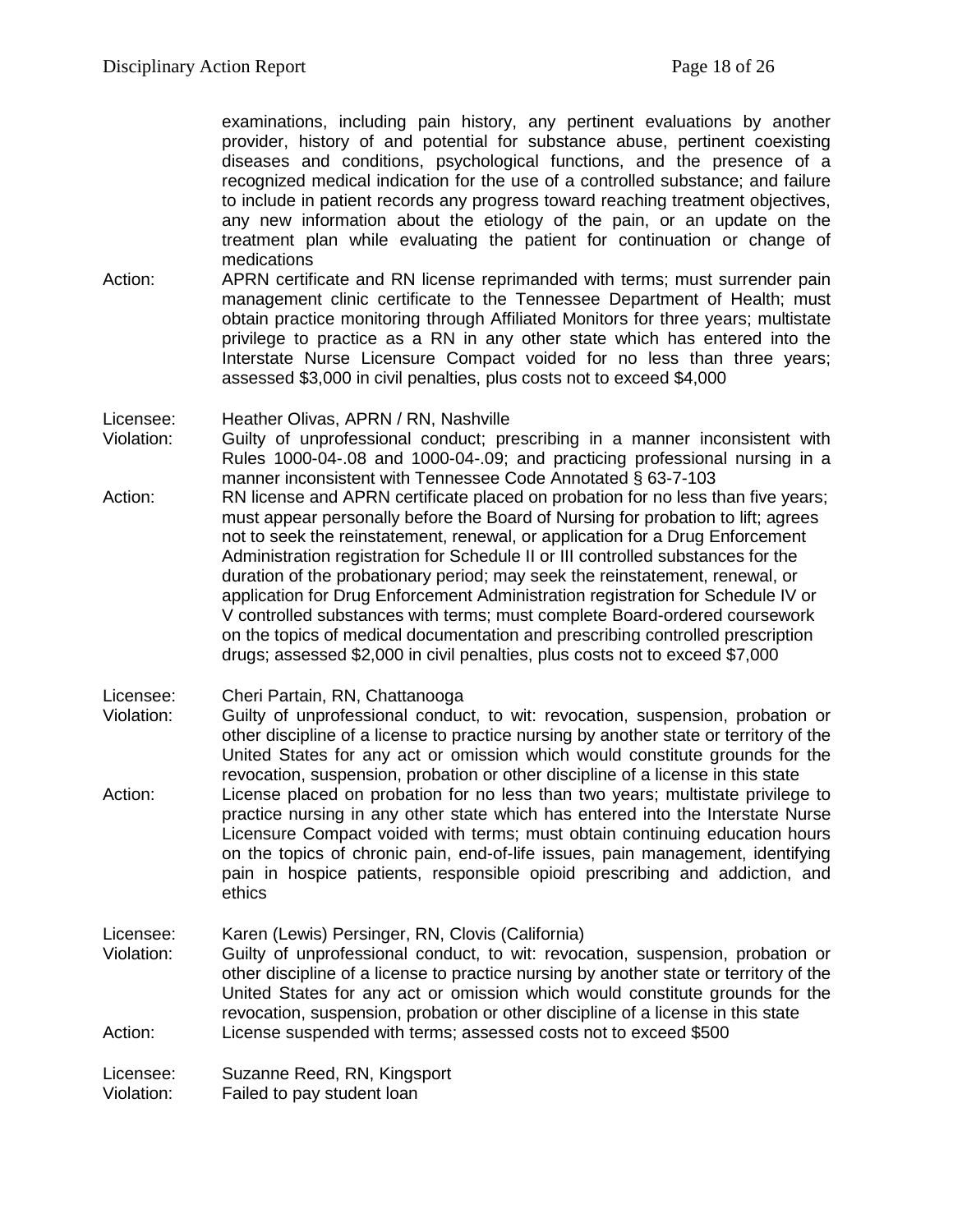examinations, including pain history, any pertinent evaluations by another provider, history of and potential for substance abuse, pertinent coexisting diseases and conditions, psychological functions, and the presence of a recognized medical indication for the use of a controlled substance; and failure to include in patient records any progress toward reaching treatment objectives, any new information about the etiology of the pain, or an update on the treatment plan while evaluating the patient for continuation or change of medications

Action: APRN certificate and RN license reprimanded with terms; must surrender pain management clinic certificate to the Tennessee Department of Health; must obtain practice monitoring through Affiliated Monitors for three years; multistate privilege to practice as a RN in any other state which has entered into the Interstate Nurse Licensure Compact voided for no less than three years; assessed $3,000 in civil penalties, plus costs not to exceed $4,000

Licensee: Heather Olivas, APRN / RN, Nashville

Violation: Guilty of unprofessional conduct; prescribing in a manner inconsistent with Rules 1000-04-.08 and 1000-04-.09; and practicing professional nursing in a manner inconsistent with Tennessee Code Annotated § 63-7-103

Action: RN license and APRN certificate placed on probation for no less than five years; must appear personally before the Board of Nursing for probation to lift; agrees not to seek the reinstatement, renewal, or application for a Drug Enforcement Administration registration for Schedule II or III controlled substances for the duration of the probationary period; may seek the reinstatement, renewal, or application for Drug Enforcement Administration registration for Schedule IV or V controlled substances with terms; must complete Board-ordered coursework on the topics of medical documentation and prescribing controlled prescription drugs; assessed $2,000 in civil penalties, plus costs not to exceed $7,000

Licensee: Cheri Partain, RN, Chattanooga

Violation: Guilty of unprofessional conduct, to wit: revocation, suspension, probation or other discipline of a license to practice nursing by another state or territory of the United States for any act or omission which would constitute grounds for the revocation, suspension, probation or other discipline of a license in this state

Action: License placed on probation for no less than two years; multistate privilege to practice nursing in any other state which has entered into the Interstate Nurse Licensure Compact voided with terms; must obtain continuing education hours on the topics of chronic pain, end-of-life issues, pain management, identifying pain in hospice patients, responsible opioid prescribing and addiction, and ethics

Licensee: Karen (Lewis) Persinger, RN, Clovis (California)

Violation: Guilty of unprofessional conduct, to wit: revocation, suspension, probation or other discipline of a license to practice nursing by another state or territory of the United States for any act or omission which would constitute grounds for the revocation, suspension, probation or other discipline of a license in this state

Action: License suspended with terms; assessed costs not to exceed $500

Licensee: Suzanne Reed, RN, Kingsport

Violation: Failed to pay student loan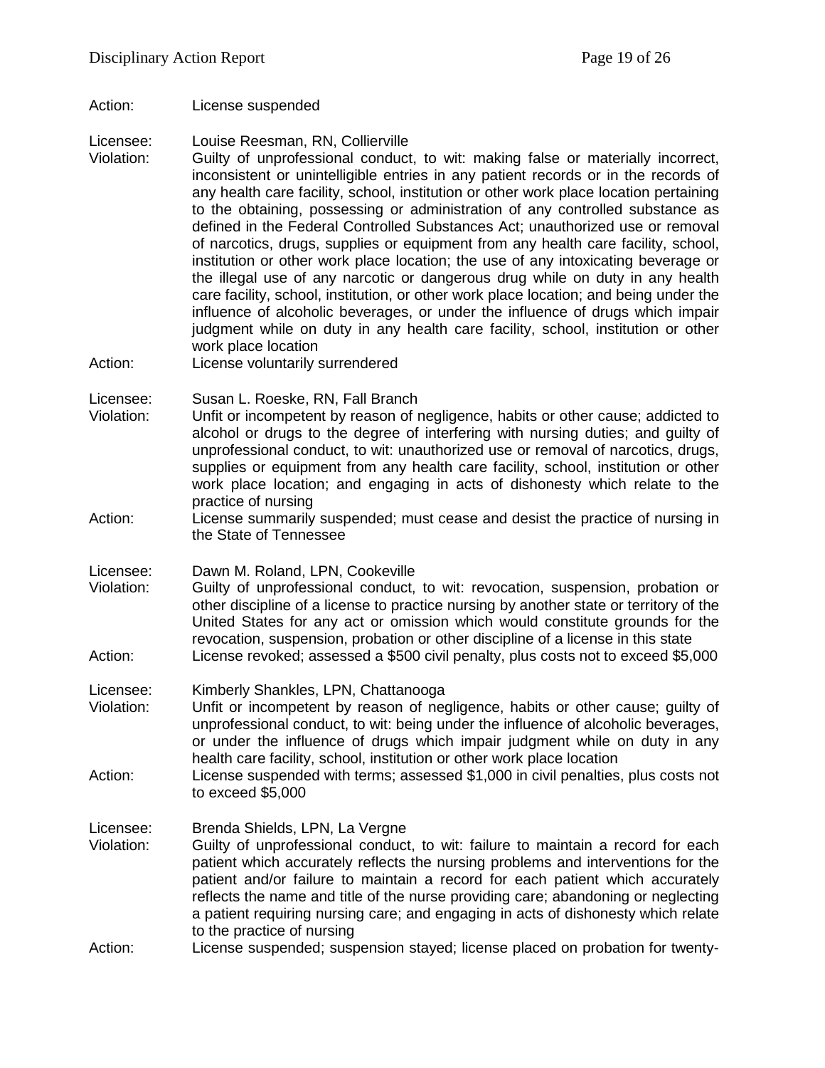Action: License suspended

Licensee: Louise Reesman, RN, Collierville
Violation: Guilty of unprofessional conduct, to wit: making false or materially incorrect, inconsistent or unintelligible entries in any patient records or in the records of any health care facility, school, institution or other work place location pertaining to the obtaining, possessing or administration of any controlled substance as defined in the Federal Controlled Substances Act; unauthorized use or removal of narcotics, drugs, supplies or equipment from any health care facility, school, institution or other work place location; the use of any intoxicating beverage or the illegal use of any narcotic or dangerous drug while on duty in any health care facility, school, institution, or other work place location; and being under the influence of alcoholic beverages, or under the influence of drugs which impair judgment while on duty in any health care facility, school, institution or other work place location
Action: License voluntarily surrendered

Licensee: Susan L. Roeske, RN, Fall Branch
Violation: Unfit or incompetent by reason of negligence, habits or other cause; addicted to alcohol or drugs to the degree of interfering with nursing duties; and guilty of unprofessional conduct, to wit: unauthorized use or removal of narcotics, drugs, supplies or equipment from any health care facility, school, institution or other work place location; and engaging in acts of dishonesty which relate to the practice of nursing
Action: License summarily suspended; must cease and desist the practice of nursing in the State of Tennessee

Licensee: Dawn M. Roland, LPN, Cookeville
Violation: Guilty of unprofessional conduct, to wit: revocation, suspension, probation or other discipline of a license to practice nursing by another state or territory of the United States for any act or omission which would constitute grounds for the revocation, suspension, probation or other discipline of a license in this state
Action: License revoked; assessed a $500 civil penalty, plus costs not to exceed $5,000

Licensee: Kimberly Shankles, LPN, Chattanooga
Violation: Unfit or incompetent by reason of negligence, habits or other cause; guilty of unprofessional conduct, to wit: being under the influence of alcoholic beverages, or under the influence of drugs which impair judgment while on duty in any health care facility, school, institution or other work place location
Action: License suspended with terms; assessed $1,000 in civil penalties, plus costs not to exceed $5,000

Licensee: Brenda Shields, LPN, La Vergne
Violation: Guilty of unprofessional conduct, to wit: failure to maintain a record for each patient which accurately reflects the nursing problems and interventions for the patient and/or failure to maintain a record for each patient which accurately reflects the name and title of the nurse providing care; abandoning or neglecting a patient requiring nursing care; and engaging in acts of dishonesty which relate to the practice of nursing
Action: License suspended; suspension stayed; license placed on probation for twenty-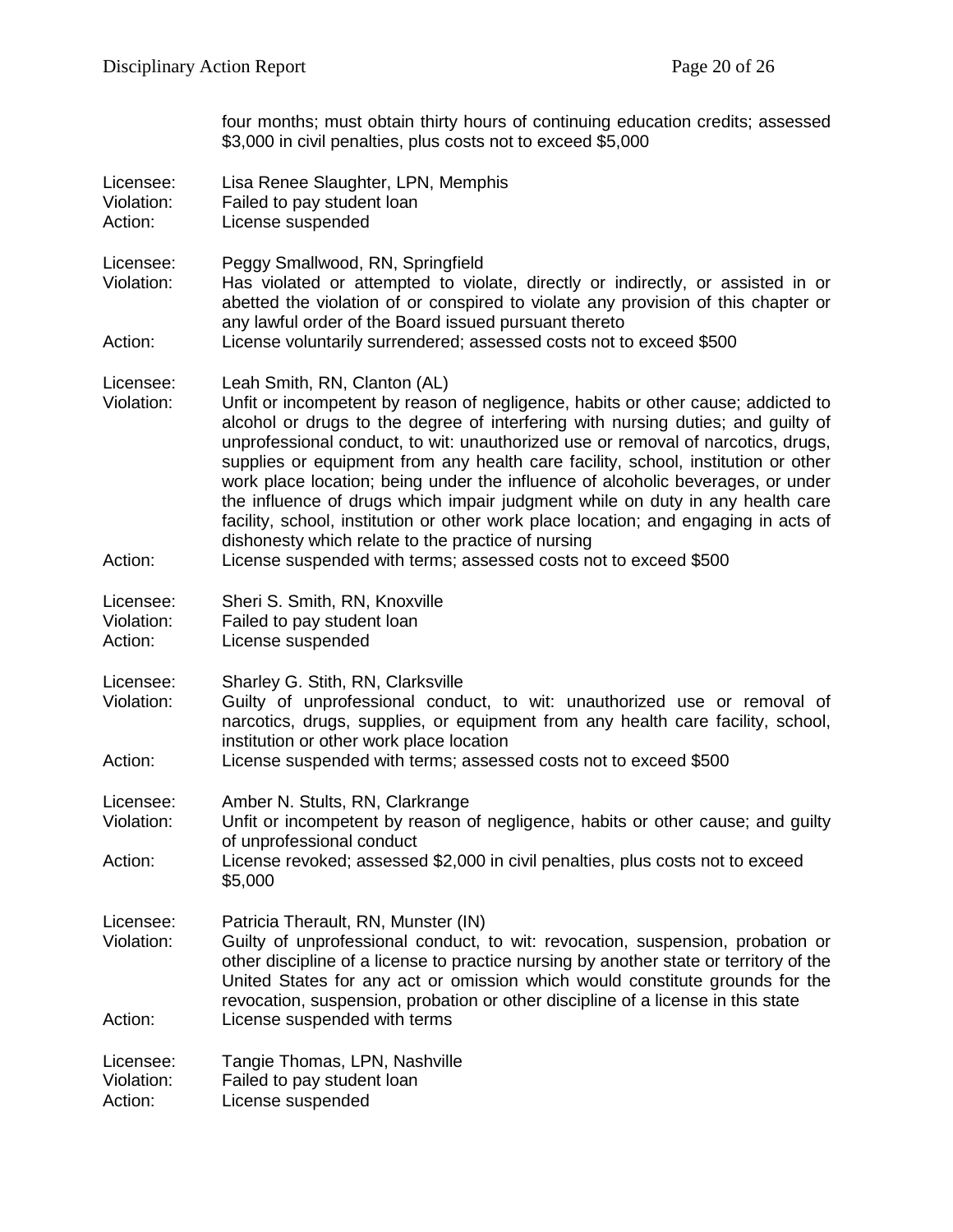four months; must obtain thirty hours of continuing education credits; assessed $3,000 in civil penalties, plus costs not to exceed $5,000

Licensee: Lisa Renee Slaughter, LPN, Memphis
Violation: Failed to pay student loan
Action: License suspended

Licensee: Peggy Smallwood, RN, Springfield
Violation: Has violated or attempted to violate, directly or indirectly, or assisted in or abetted the violation of or conspired to violate any provision of this chapter or any lawful order of the Board issued pursuant thereto
Action: License voluntarily surrendered; assessed costs not to exceed $500

Licensee: Leah Smith, RN, Clanton (AL)
Violation: Unfit or incompetent by reason of negligence, habits or other cause; addicted to alcohol or drugs to the degree of interfering with nursing duties; and guilty of unprofessional conduct, to wit: unauthorized use or removal of narcotics, drugs, supplies or equipment from any health care facility, school, institution or other work place location; being under the influence of alcoholic beverages, or under the influence of drugs which impair judgment while on duty in any health care facility, school, institution or other work place location; and engaging in acts of dishonesty which relate to the practice of nursing
Action: License suspended with terms; assessed costs not to exceed $500

Licensee: Sheri S. Smith, RN, Knoxville
Violation: Failed to pay student loan
Action: License suspended

Licensee: Sharley G. Stith, RN, Clarksville
Violation: Guilty of unprofessional conduct, to wit: unauthorized use or removal of narcotics, drugs, supplies, or equipment from any health care facility, school, institution or other work place location
Action: License suspended with terms; assessed costs not to exceed $500

Licensee: Amber N. Stults, RN, Clarkrange
Violation: Unfit or incompetent by reason of negligence, habits or other cause; and guilty of unprofessional conduct
Action: License revoked; assessed $2,000 in civil penalties, plus costs not to exceed $5,000

Licensee: Patricia Therault, RN, Munster (IN)
Violation: Guilty of unprofessional conduct, to wit: revocation, suspension, probation or other discipline of a license to practice nursing by another state or territory of the United States for any act or omission which would constitute grounds for the revocation, suspension, probation or other discipline of a license in this state
Action: License suspended with terms

Licensee: Tangie Thomas, LPN, Nashville
Violation: Failed to pay student loan
Action: License suspended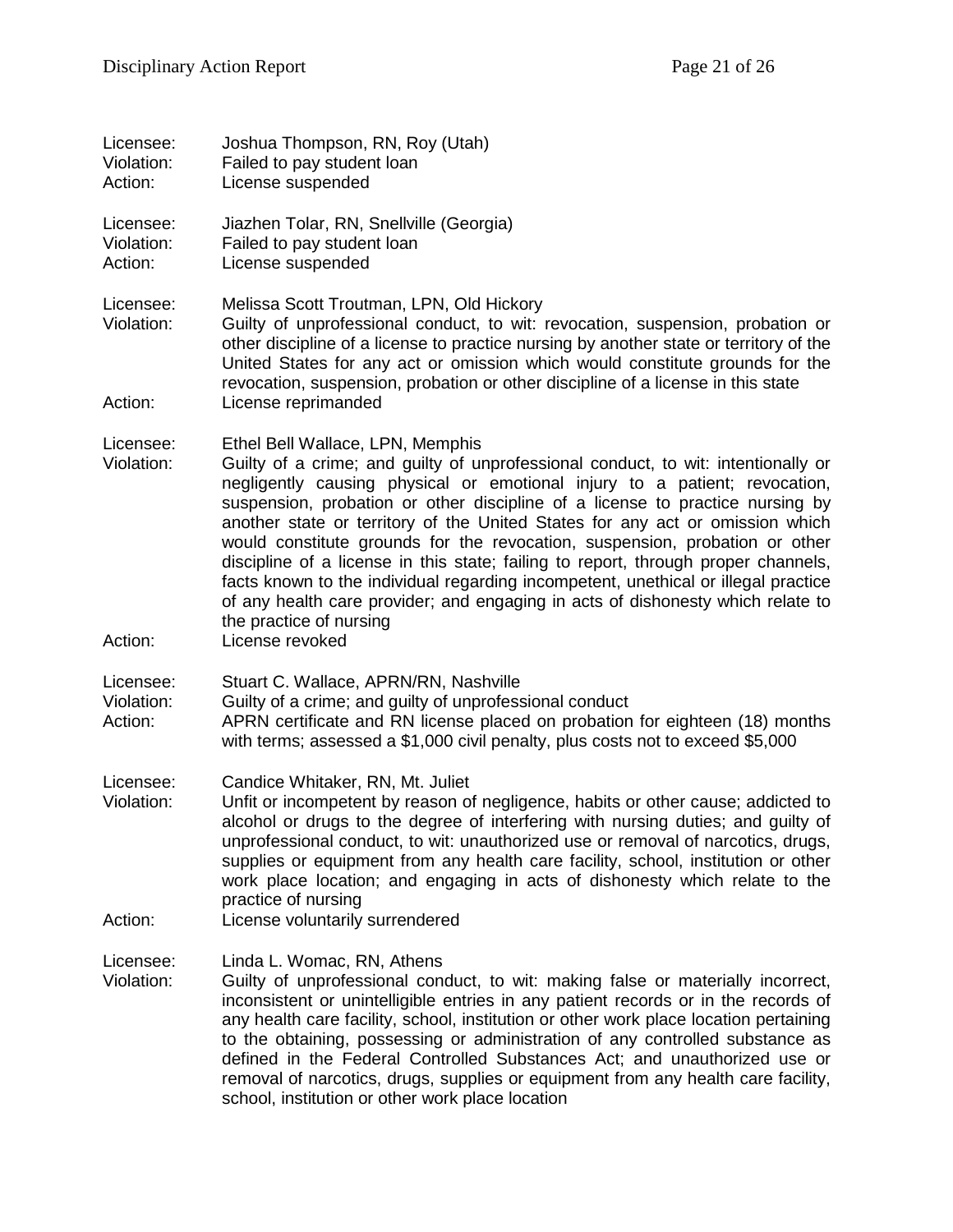Licensee: Joshua Thompson, RN, Roy (Utah)
Violation: Failed to pay student loan
Action: License suspended

Licensee: Jiazhen Tolar, RN, Snellville (Georgia)
Violation: Failed to pay student loan
Action: License suspended

Licensee: Melissa Scott Troutman, LPN, Old Hickory
Violation: Guilty of unprofessional conduct, to wit: revocation, suspension, probation or other discipline of a license to practice nursing by another state or territory of the United States for any act or omission which would constitute grounds for the revocation, suspension, probation or other discipline of a license in this state
Action: License reprimanded

Licensee: Ethel Bell Wallace, LPN, Memphis
Violation: Guilty of a crime; and guilty of unprofessional conduct, to wit: intentionally or negligently causing physical or emotional injury to a patient; revocation, suspension, probation or other discipline of a license to practice nursing by another state or territory of the United States for any act or omission which would constitute grounds for the revocation, suspension, probation or other discipline of a license in this state; failing to report, through proper channels, facts known to the individual regarding incompetent, unethical or illegal practice of any health care provider; and engaging in acts of dishonesty which relate to the practice of nursing
Action: License revoked

Licensee: Stuart C. Wallace, APRN/RN, Nashville
Violation: Guilty of a crime; and guilty of unprofessional conduct
Action: APRN certificate and RN license placed on probation for eighteen (18) months with terms; assessed a $1,000 civil penalty, plus costs not to exceed $5,000

Licensee: Candice Whitaker, RN, Mt. Juliet
Violation: Unfit or incompetent by reason of negligence, habits or other cause; addicted to alcohol or drugs to the degree of interfering with nursing duties; and guilty of unprofessional conduct, to wit: unauthorized use or removal of narcotics, drugs, supplies or equipment from any health care facility, school, institution or other work place location; and engaging in acts of dishonesty which relate to the practice of nursing
Action: License voluntarily surrendered

Licensee: Linda L. Womac, RN, Athens
Violation: Guilty of unprofessional conduct, to wit: making false or materially incorrect, inconsistent or unintelligible entries in any patient records or in the records of any health care facility, school, institution or other work place location pertaining to the obtaining, possessing or administration of any controlled substance as defined in the Federal Controlled Substances Act; and unauthorized use or removal of narcotics, drugs, supplies or equipment from any health care facility, school, institution or other work place location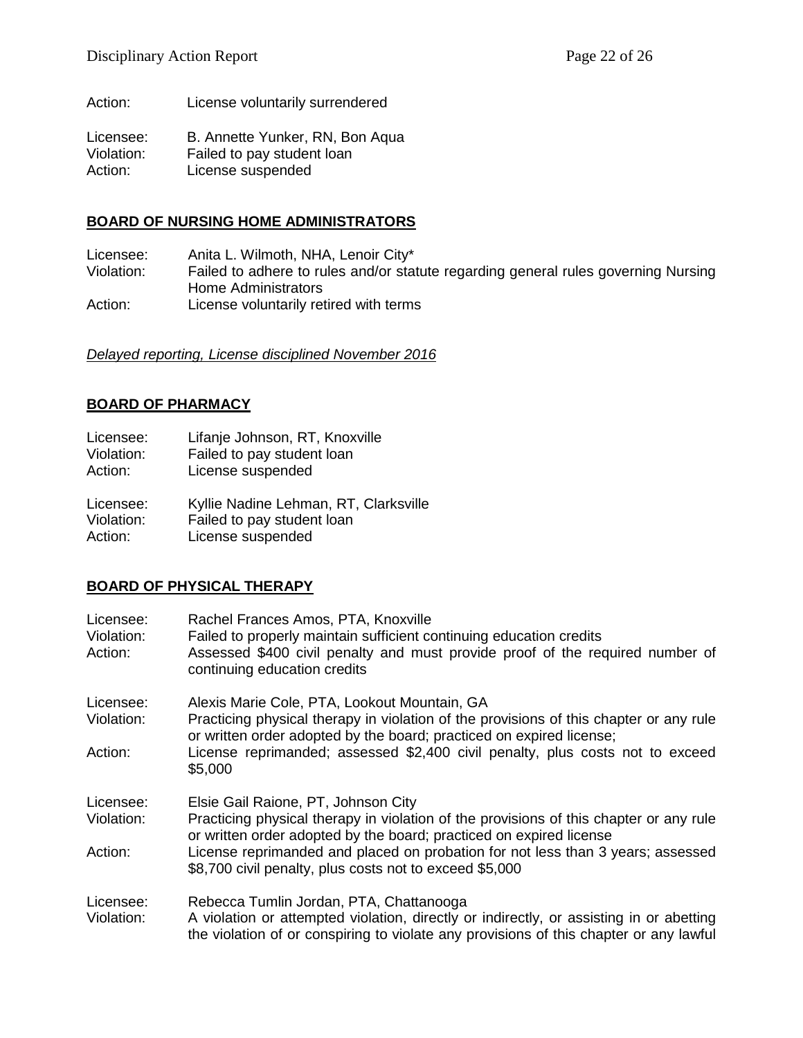Action: License voluntarily surrendered

Licensee: B. Annette Yunker, RN, Bon Aqua
Violation: Failed to pay student loan
Action: License suspended

## **BOARD OF NURSING HOME ADMINISTRATORS**

Licensee: Anita L. Wilmoth, NHA, Lenoir City*
Violation: Failed to adhere to rules and/or statute regarding general rules governing Nursing Home Administrators
Action: License voluntarily retired with terms

*Delayed reporting, License disciplined November 2016*

## **BOARD OF PHARMACY**

Licensee: Lifanje Johnson, RT, Knoxville
Violation: Failed to pay student loan
Action: License suspended

Licensee: Kyllie Nadine Lehman, RT, Clarksville
Violation: Failed to pay student loan
Action: License suspended

## **BOARD OF PHYSICAL THERAPY**

Licensee: Rachel Frances Amos, PTA, Knoxville
Violation: Failed to properly maintain sufficient continuing education credits
Action: Assessed $400 civil penalty and must provide proof of the required number of continuing education credits

Licensee: Alexis Marie Cole, PTA, Lookout Mountain, GA
Violation: Practicing physical therapy in violation of the provisions of this chapter or any rule or written order adopted by the board; practiced on expired license;
Action: License reprimanded; assessed $2,400 civil penalty, plus costs not to exceed $5,000

Licensee: Elsie Gail Raione, PT, Johnson City
Violation: Practicing physical therapy in violation of the provisions of this chapter or any rule or written order adopted by the board; practiced on expired license
Action: License reprimanded and placed on probation for not less than 3 years; assessed $8,700 civil penalty, plus costs not to exceed $5,000

Licensee: Rebecca Tumlin Jordan, PTA, Chattanooga
Violation: A violation or attempted violation, directly or indirectly, or assisting in or abetting the violation of or conspiring to violate any provisions of this chapter or any lawful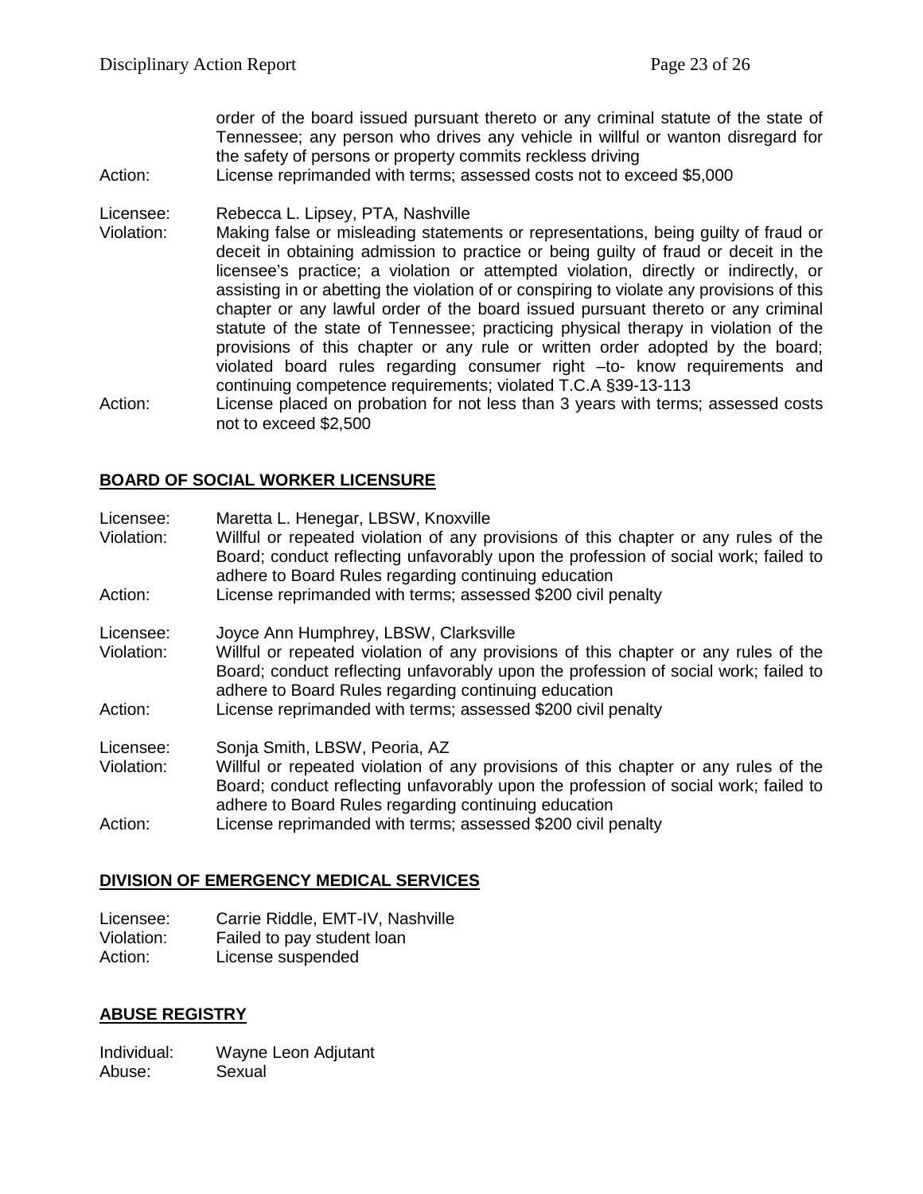order of the board issued pursuant thereto or any criminal statute of the state of Tennessee; any person who drives any vehicle in willful or wanton disregard for the safety of persons or property commits reckless driving

Action: License reprimanded with terms; assessed costs not to exceed $5,000

Licensee: Rebecca L. Lipsey, PTA, Nashville

Violation: Making false or misleading statements or representations, being guilty of fraud or deceit in obtaining admission to practice or being guilty of fraud or deceit in the licensee's practice; a violation or attempted violation, directly or indirectly, or assisting in or abetting the violation of or conspiring to violate any provisions of this chapter or any lawful order of the board issued pursuant thereto or any criminal statute of the state of Tennessee; practicing physical therapy in violation of the provisions of this chapter or any rule or written order adopted by the board; violated board rules regarding consumer right –to- know requirements and continuing competence requirements; violated T.C.A §39-13-113

Action: License placed on probation for not less than 3 years with terms; assessed costs not to exceed $2,500

## BOARD OF SOCIAL WORKER LICENSURE

Licensee: Maretta L. Henegar, LBSW, Knoxville

Violation: Willful or repeated violation of any provisions of this chapter or any rules of the Board; conduct reflecting unfavorably upon the profession of social work; failed to adhere to Board Rules regarding continuing education

Action: License reprimanded with terms; assessed $200 civil penalty

Licensee: Joyce Ann Humphrey, LBSW, Clarksville

Violation: Willful or repeated violation of any provisions of this chapter or any rules of the Board; conduct reflecting unfavorably upon the profession of social work; failed to adhere to Board Rules regarding continuing education

Action: License reprimanded with terms; assessed $200 civil penalty

Licensee: Sonja Smith, LBSW, Peoria, AZ

Violation: Willful or repeated violation of any provisions of this chapter or any rules of the Board; conduct reflecting unfavorably upon the profession of social work; failed to adhere to Board Rules regarding continuing education

Action: License reprimanded with terms; assessed $200 civil penalty

## DIVISION OF EMERGENCY MEDICAL SERVICES

Licensee: Carrie Riddle, EMT-IV, Nashville

Violation: Failed to pay student loan

Action: License suspended

## ABUSE REGISTRY

Individual: Wayne Leon Adjutant

Abuse: Sexual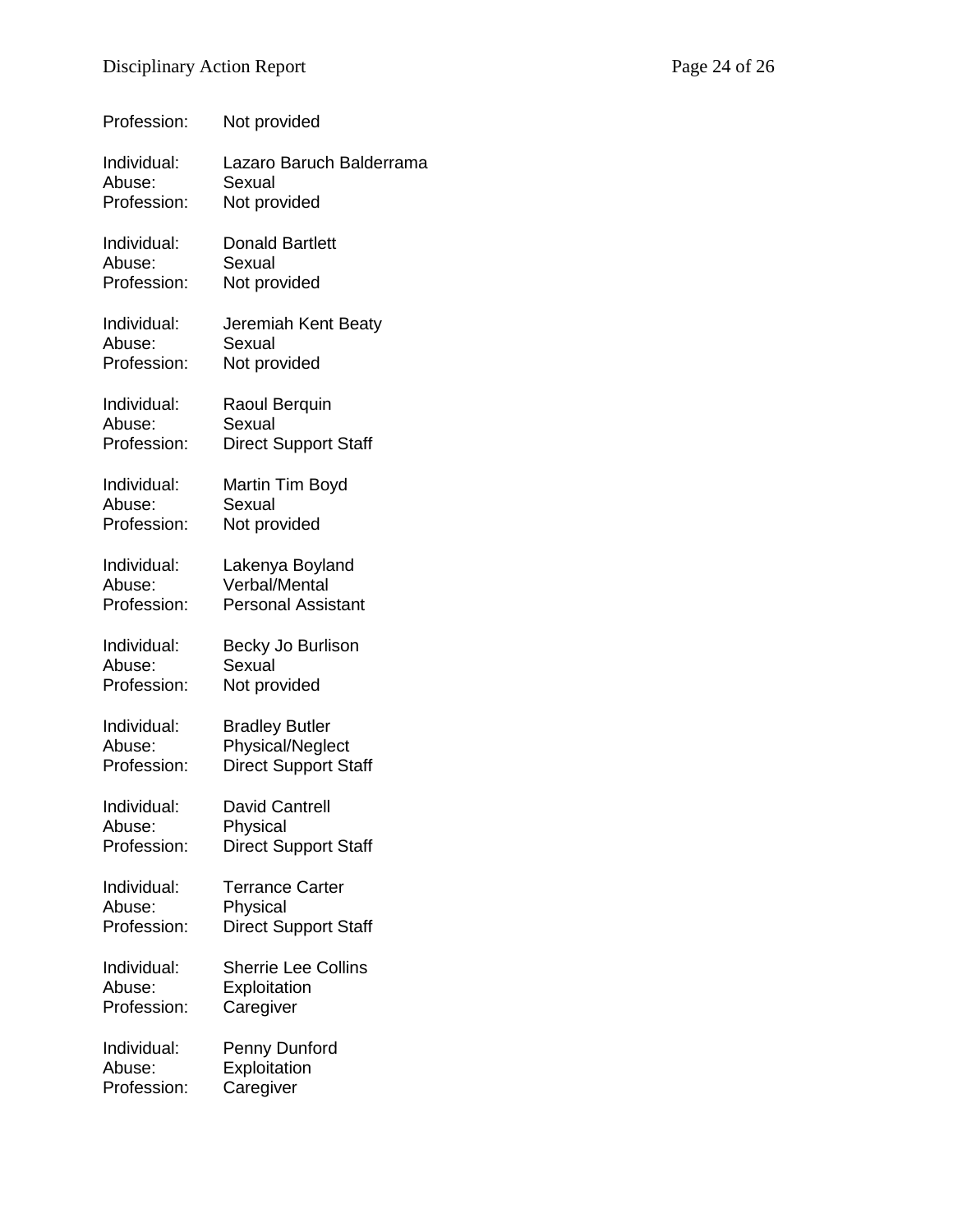Profession: Not provided

Individual: Lazaro Baruch Balderrama
Abuse: Sexual
Profession: Not provided

Individual: Donald Bartlett
Abuse: Sexual
Profession: Not provided

Individual: Jeremiah Kent Beaty
Abuse: Sexual
Profession: Not provided

Individual: Raoul Berquin
Abuse: Sexual
Profession: Direct Support Staff

Individual: Martin Tim Boyd
Abuse: Sexual
Profession: Not provided

Individual: Lakenya Boyland
Abuse: Verbal/Mental
Profession: Personal Assistant

Individual: Becky Jo Burlison
Abuse: Sexual
Profession: Not provided

Individual: Bradley Butler
Abuse: Physical/Neglect
Profession: Direct Support Staff

Individual: David Cantrell
Abuse: Physical
Profession: Direct Support Staff

Individual: Terrance Carter
Abuse: Physical
Profession: Direct Support Staff

Individual: Sherrie Lee Collins
Abuse: Exploitation
Profession: Caregiver

Individual: Penny Dunford
Abuse: Exploitation
Profession: Caregiver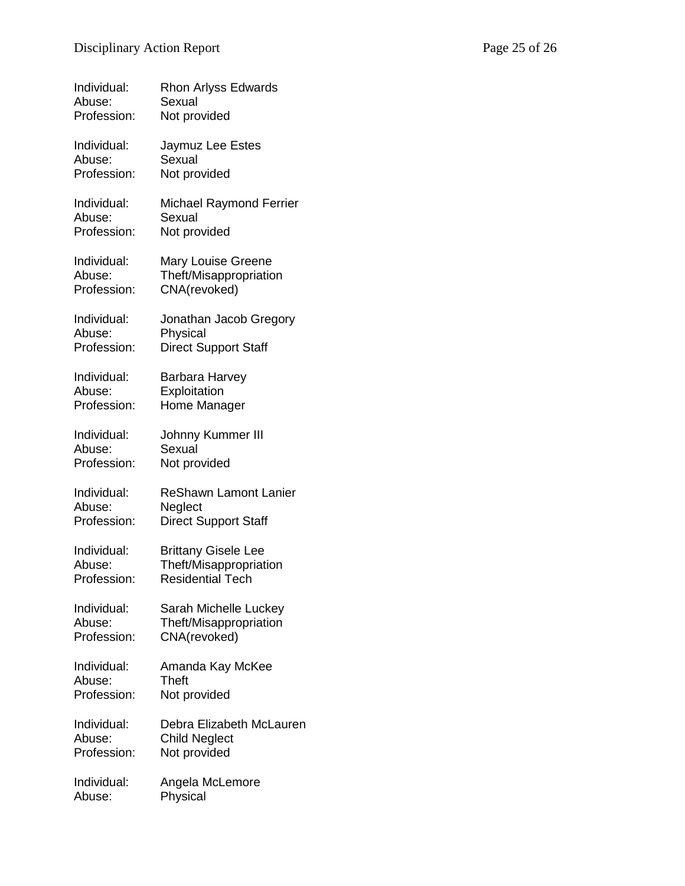Individual: Rhon Arlyss Edwards
Abuse: Sexual
Profession: Not provided

Individual: Jaymuz Lee Estes
Abuse: Sexual
Profession: Not provided

Individual: Michael Raymond Ferrier
Abuse: Sexual
Profession: Not provided

Individual: Mary Louise Greene
Abuse: Theft/Misappropriation
Profession: CNA(revoked)

Individual: Jonathan Jacob Gregory
Abuse: Physical
Profession: Direct Support Staff

Individual: Barbara Harvey
Abuse: Exploitation
Profession: Home Manager

Individual: Johnny Kummer III
Abuse: Sexual
Profession: Not provided

Individual: ReShawn Lamont Lanier
Abuse: Neglect
Profession: Direct Support Staff

Individual: Brittany Gisele Lee
Abuse: Theft/Misappropriation
Profession: Residential Tech

Individual: Sarah Michelle Luckey
Abuse: Theft/Misappropriation
Profession: CNA(revoked)

Individual: Amanda Kay McKee
Abuse: Theft
Profession: Not provided

Individual: Debra Elizabeth McLauren
Abuse: Child Neglect
Profession: Not provided

Individual: Angela McLemore
Abuse: Physical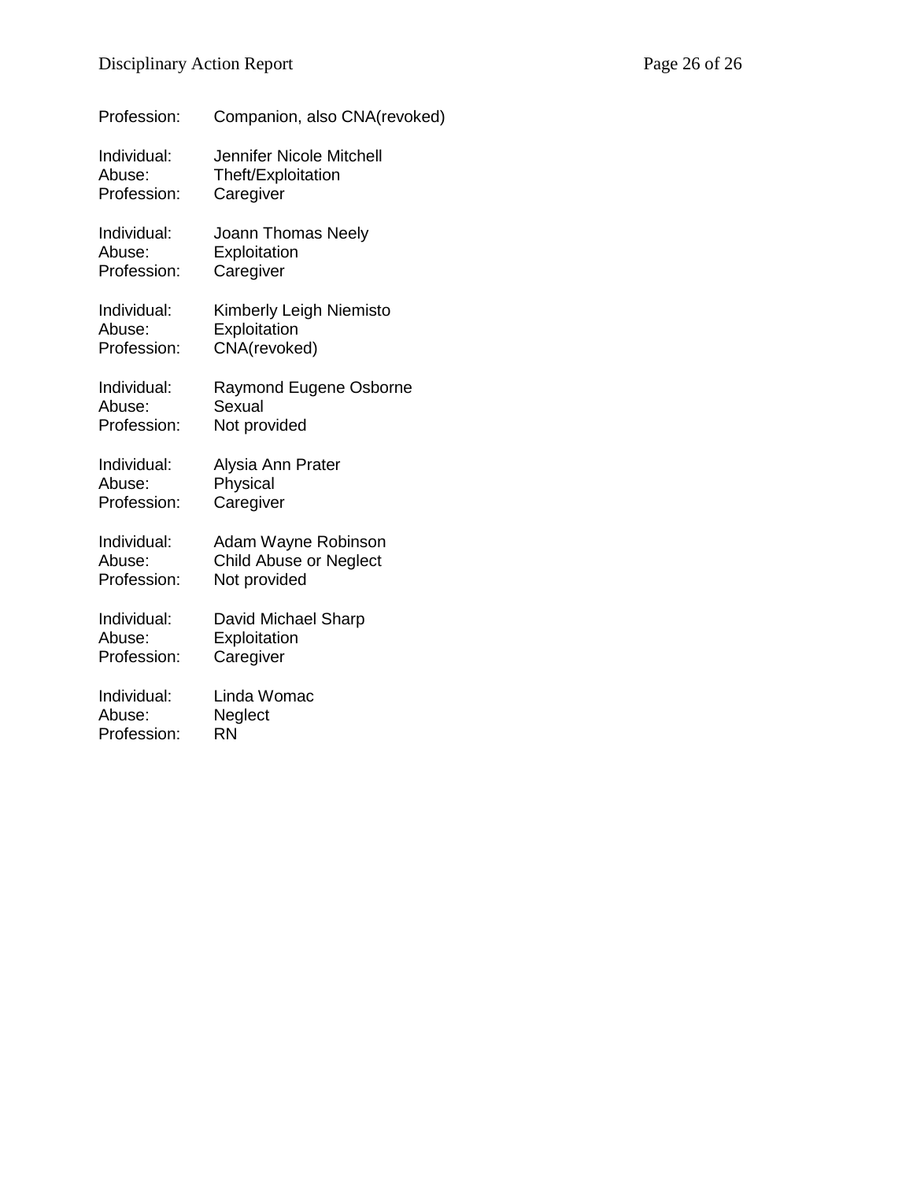Profession: Companion, also CNA(revoked)

Individual: Jennifer Nicole Mitchell
Abuse: Theft/Exploitation
Profession: Caregiver

Individual: Joann Thomas Neely
Abuse: Exploitation
Profession: Caregiver

Individual: Kimberly Leigh Niemisto
Abuse: Exploitation
Profession: CNA(revoked)

Individual: Raymond Eugene Osborne
Abuse: Sexual
Profession: Not provided

Individual: Alysia Ann Prater
Abuse: Physical
Profession: Caregiver

Individual: Adam Wayne Robinson
Abuse: Child Abuse or Neglect
Profession: Not provided

Individual: David Michael Sharp
Abuse: Exploitation
Profession: Caregiver

Individual: Linda Womac
Abuse: Neglect
Profession: RN